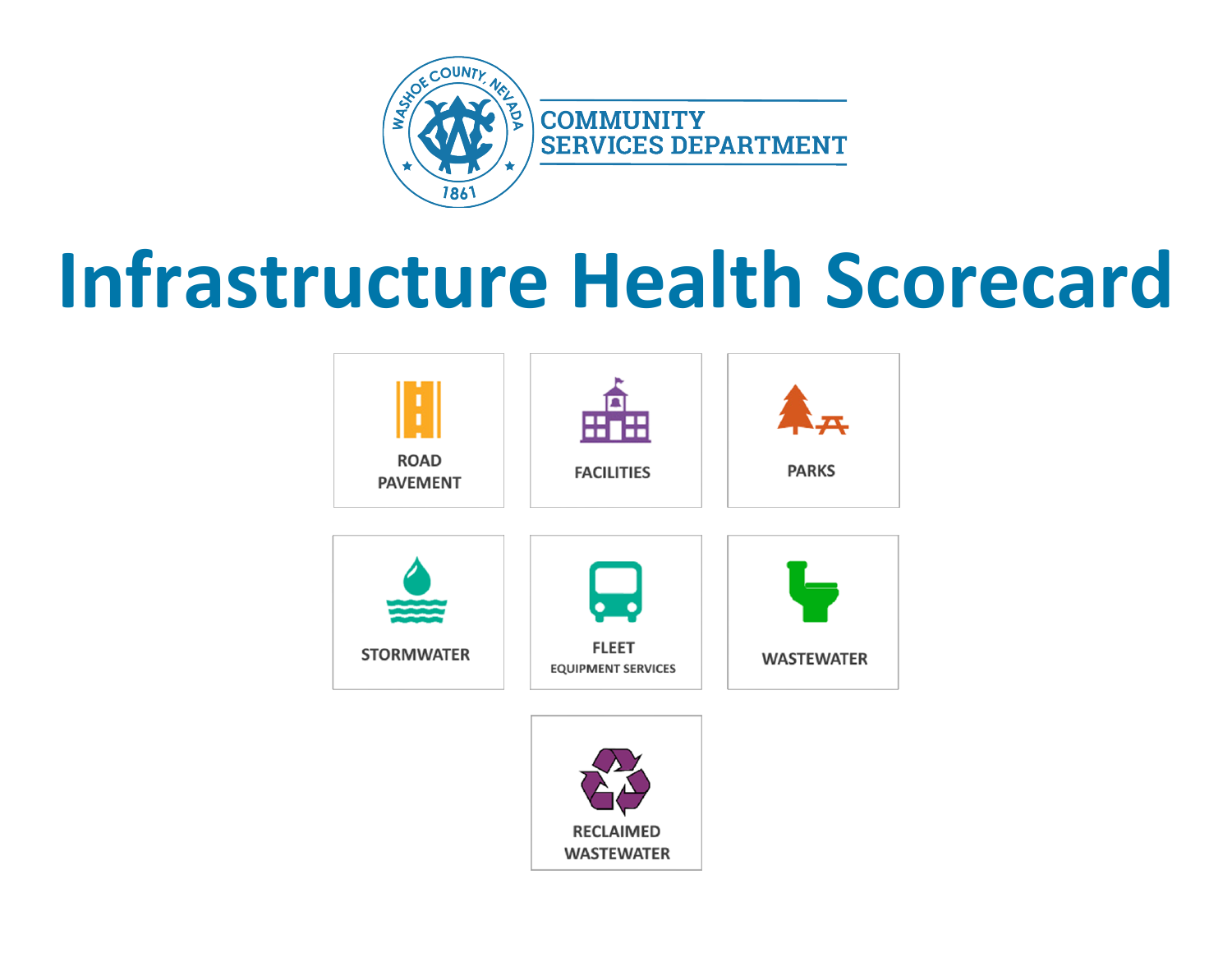WASHOE COUNTY, NEVADA 1861

COMMUNITY SERVICES DEPARTMENT

# Infrastructure Health Scorecard

- ROAD PAVEMENT
- FACILITIES
- PARKS
- STORMWATER
- FLEET EQUIPMENT SERVICES
- WASTEWATER
- RECLAIMED WASTEWATER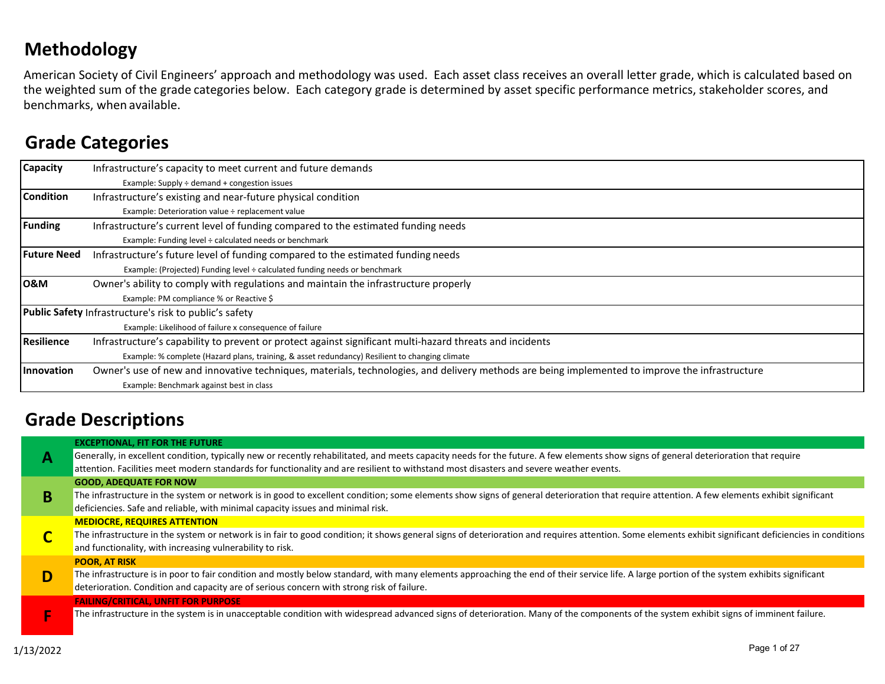## Methodology

American Society of Civil Engineers' approach and methodology was used. Each asset class receives an overall letter grade, which is calculated based on the weighted sum of the grade categories below. Each category grade is determined by asset specific performance metrics, stakeholder scores, and benchmarks, when available.

## Grade Categories

| Category | Description |
|---|---|
| **Capacity** | Infrastructure's capacity to meet current and future demands<br>Example: Supply ÷ demand + congestion issues |
| **Condition** | Infrastructure's existing and near-future physical condition<br>Example: Deterioration value ÷ replacement value |
| **Funding** | Infrastructure's current level of funding compared to the estimated funding needs<br>Example: Funding level ÷ calculated needs or benchmark |
| **Future Need** | Infrastructure's future level of funding compared to the estimated funding needs<br>Example: (Projected) Funding level ÷ calculated funding needs or benchmark |
| **O&M** | Owner's ability to comply with regulations and maintain the infrastructure properly<br>Example: PM compliance % or Reactive $ |
| **Public Safety** | Infrastructure's risk to public's safety<br>Example: Likelihood of failure x consequence of failure |
| **Resilience** | Infrastructure's capability to prevent or protect against significant multi-hazard threats and incidents<br>Example: % complete (Hazard plans, training, & asset redundancy) Resilient to changing climate |
| **Innovation** | Owner's use of new and innovative techniques, materials, technologies, and delivery methods are being implemented to improve the infrastructure<br>Example: Benchmark against best in class |

## Grade Descriptions

| Grade | Description |
|---|---|
| **A** | **EXCEPTIONAL, FIT FOR THE FUTURE**<br>Generally, in excellent condition, typically new or recently rehabilitated, and meets capacity needs for the future. A few elements show signs of general deterioration that require attention. Facilities meet modern standards for functionality and are resilient to withstand most disasters and severe weather events. |
| **B** | **GOOD, ADEQUATE FOR NOW**<br>The infrastructure in the system or network is in good to excellent condition; some elements show signs of general deterioration that require attention. A few elements exhibit significant deficiencies. Safe and reliable, with minimal capacity issues and minimal risk. |
| **C** | **MEDIOCRE, REQUIRES ATTENTION**<br>The infrastructure in the system or network is in fair to good condition; it shows general signs of deterioration and requires attention. Some elements exhibit significant deficiencies in conditions and functionality, with increasing vulnerability to risk. |
| **D** | **POOR, AT RISK**<br>The infrastructure is in poor to fair condition and mostly below standard, with many elements approaching the end of their service life. A large portion of the system exhibits significant deterioration. Condition and capacity are of serious concern with strong risk of failure. |
| **F** | **FAILING/CRITICAL, UNFIT FOR PURPOSE**<br>The infrastructure in the system is in unacceptable condition with widespread advanced signs of deterioration. Many of the components of the system exhibit signs of imminent failure. |

1/13/2022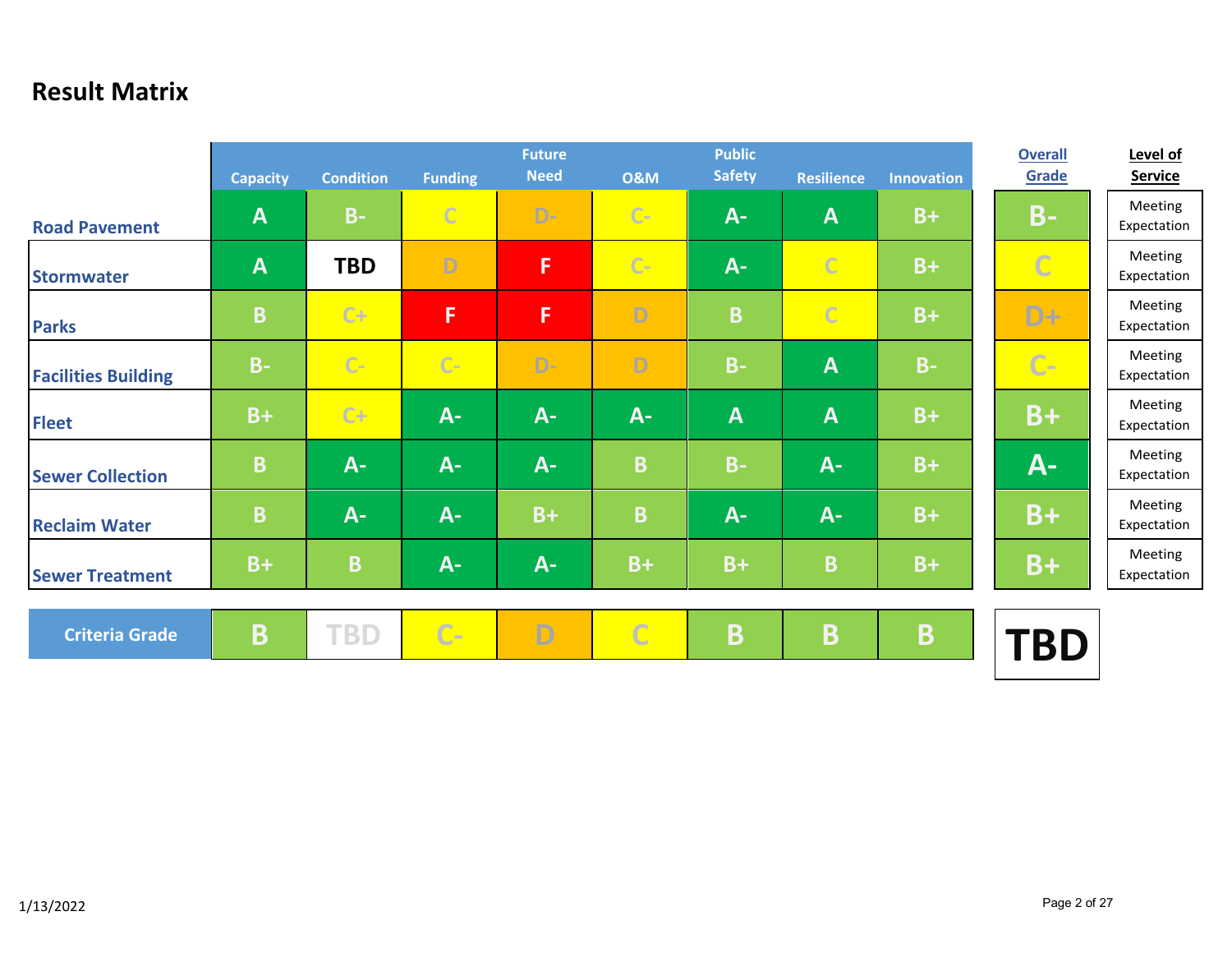## Result Matrix

| | Capacity | Condition | Funding | Future Need | O&M | Public Safety | Resilience | Innovation | Overall Grade | Level of Service |
|---|---|---|---|---|---|---|---|---|---|---|
| Road Pavement | A | B- | C | D- | C- | A- | A | B+ | B- | Meeting Expectation |
| Stormwater | A | TBD | D | F | C- | A- | C | B+ | C | Meeting Expectation |
| Parks | B | C+ | F | F | D | B | C | B+ | D+ | Meeting Expectation |
| Facilities Building | B- | C- | C- | D- | D | B- | A | B- | C- | Meeting Expectation |
| Fleet | B+ | C+ | A- | A- | A- | A | A | B+ | B+ | Meeting Expectation |
| Sewer Collection | B | A- | A- | A- | B | B- | A- | B+ | A- | Meeting Expectation |
| Reclaim Water | B | A- | A- | B+ | B | A- | A- | B+ | B+ | Meeting Expectation |
| Sewer Treatment | B+ | B | A- | A- | B+ | B+ | B | B+ | B+ | Meeting Expectation |
| Criteria Grade | B | TBD | C- | D | C | B | B | B | TBD | |

1/13/2022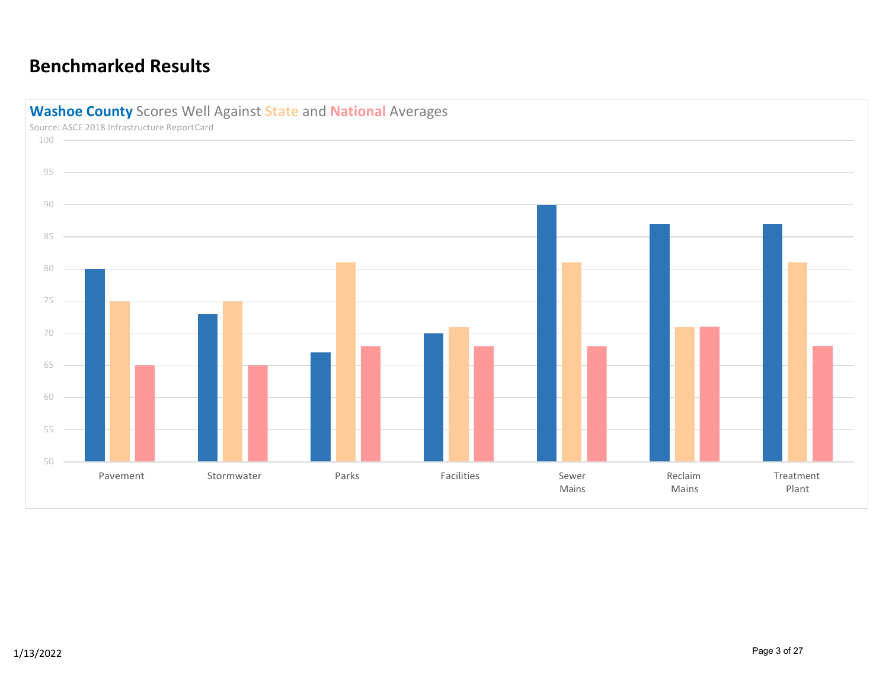## Benchmarked Results

**Washoe County** Scores Well Against **State** and **National** Averages

Source: ASCE 2018 Infrastructure ReportCard

| Category | Washoe County | State | National |
| --- | --- | --- | --- |
| Pavement | 80 | 75 | 65 |
| Stormwater | 73 | 75 | 65 |
| Parks | 67 | 81 | 68 |
| Facilities | 70 | 71 | 68 |
| Sewer Mains | 90 | 81 | 68 |
| Reclaim Mains | 87 | 71 | 71 |
| Treatment Plant | 87 | 81 | 68 |

1/13/2022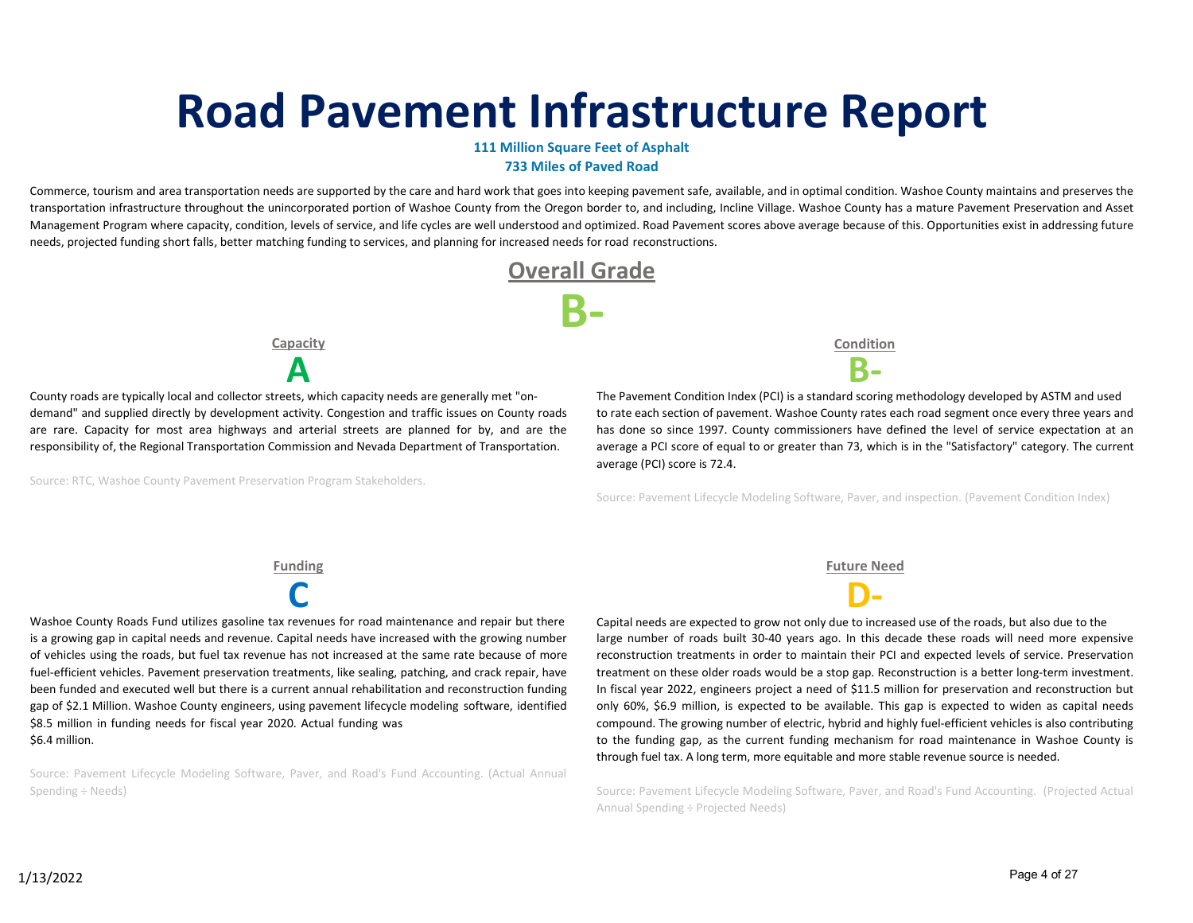# Road Pavement Infrastructure Report

**111 Million Square Feet of Asphalt**

**733 Miles of Paved Road**

Commerce, tourism and area transportation needs are supported by the care and hard work that goes into keeping pavement safe, available, and in optimal condition. Washoe County maintains and preserves the transportation infrastructure throughout the unincorporated portion of Washoe County from the Oregon border to, and including, Incline Village. Washoe County has a mature Pavement Preservation and Asset Management Program where capacity, condition, levels of service, and life cycles are well understood and optimized. Road Pavement scores above average because of this. Opportunities exist in addressing future needs, projected funding short falls, better matching funding to services, and planning for increased needs for road reconstructions.

## Overall Grade

**B-**

### Capacity

**A**

County roads are typically local and collector streets, which capacity needs are generally met "on-demand" and supplied directly by development activity. Congestion and traffic issues on County roads are rare. Capacity for most area highways and arterial streets are planned for by, and are the responsibility of, the Regional Transportation Commission and Nevada Department of Transportation.

Source: RTC, Washoe County Pavement Preservation Program Stakeholders.

### Condition

**B-**

The Pavement Condition Index (PCI) is a standard scoring methodology developed by ASTM and used to rate each section of pavement. Washoe County rates each road segment once every three years and has done so since 1997. County commissioners have defined the level of service expectation at an average a PCI score of equal to or greater than 73, which is in the "Satisfactory" category. The current average (PCI) score is 72.4.

Source: Pavement Lifecycle Modeling Software, Paver, and inspection. (Pavement Condition Index)

### Funding

**C**

Washoe County Roads Fund utilizes gasoline tax revenues for road maintenance and repair but there is a growing gap in capital needs and revenue. Capital needs have increased with the growing number of vehicles using the roads, but fuel tax revenue has not increased at the same rate because of more fuel-efficient vehicles. Pavement preservation treatments, like sealing, patching, and crack repair, have been funded and executed well but there is a current annual rehabilitation and reconstruction funding gap of $2.1 Million. Washoe County engineers, using pavement lifecycle modeling software, identified $8.5 million in funding needs for fiscal year 2020. Actual funding was $6.4 million.

Source: Pavement Lifecycle Modeling Software, Paver, and Road's Fund Accounting. (Actual Annual Spending ÷ Needs)

### Future Need

**D-**

Capital needs are expected to grow not only due to increased use of the roads, but also due to the large number of roads built 30-40 years ago. In this decade these roads will need more expensive reconstruction treatments in order to maintain their PCI and expected levels of service. Preservation treatment on these older roads would be a stop gap. Reconstruction is a better long-term investment. In fiscal year 2022, engineers project a need of $11.5 million for preservation and reconstruction but only 60%, $6.9 million, is expected to be available. This gap is expected to widen as capital needs compound. The growing number of electric, hybrid and highly fuel-efficient vehicles is also contributing to the funding gap, as the current funding mechanism for road maintenance in Washoe County is through fuel tax. A long term, more equitable and more stable revenue source is needed.

Source: Pavement Lifecycle Modeling Software, Paver, and Road's Fund Accounting. (Projected Actual Annual Spending ÷ Projected Needs)

1/13/2022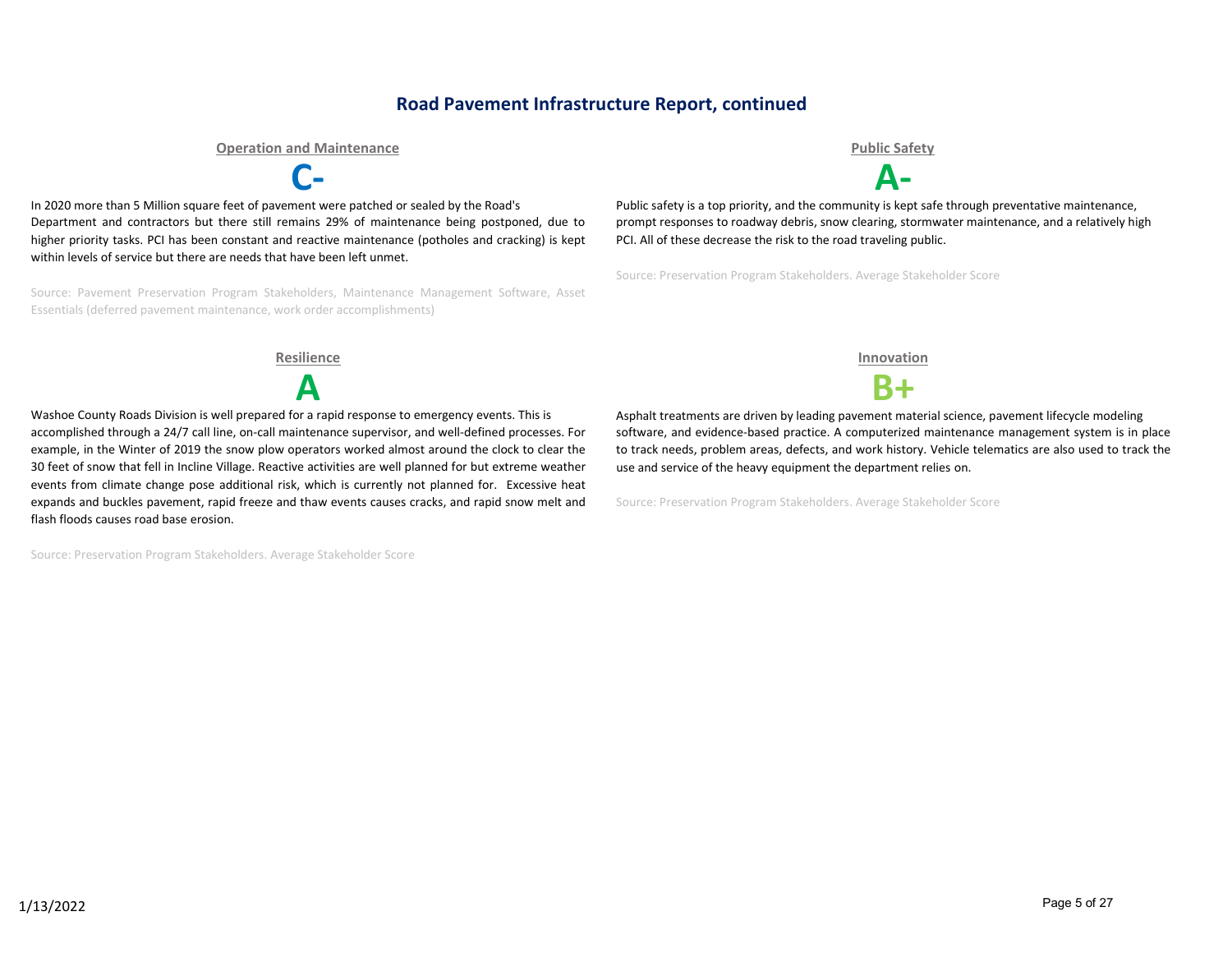## Road Pavement Infrastructure Report, continued

### Operation and Maintenance

**C-**

In 2020 more than 5 Million square feet of pavement were patched or sealed by the Road's Department and contractors but there still remains 29% of maintenance being postponed, due to higher priority tasks. PCI has been constant and reactive maintenance (potholes and cracking) is kept within levels of service but there are needs that have been left unmet.

Source: Pavement Preservation Program Stakeholders, Maintenance Management Software, Asset Essentials (deferred pavement maintenance, work order accomplishments)

### Public Safety

**A-**

Public safety is a top priority, and the community is kept safe through preventative maintenance, prompt responses to roadway debris, snow clearing, stormwater maintenance, and a relatively high PCI. All of these decrease the risk to the road traveling public.

Source: Preservation Program Stakeholders. Average Stakeholder Score

### Resilience

**A**

Washoe County Roads Division is well prepared for a rapid response to emergency events. This is accomplished through a 24/7 call line, on-call maintenance supervisor, and well-defined processes. For example, in the Winter of 2019 the snow plow operators worked almost around the clock to clear the 30 feet of snow that fell in Incline Village. Reactive activities are well planned for but extreme weather events from climate change pose additional risk, which is currently not planned for. Excessive heat expands and buckles pavement, rapid freeze and thaw events causes cracks, and rapid snow melt and flash floods causes road base erosion.

Source: Preservation Program Stakeholders. Average Stakeholder Score

### Innovation

**B+**

Asphalt treatments are driven by leading pavement material science, pavement lifecycle modeling software, and evidence-based practice. A computerized maintenance management system is in place to track needs, problem areas, defects, and work history. Vehicle telematics are also used to track the use and service of the heavy equipment the department relies on.

Source: Preservation Program Stakeholders. Average Stakeholder Score

1/13/2022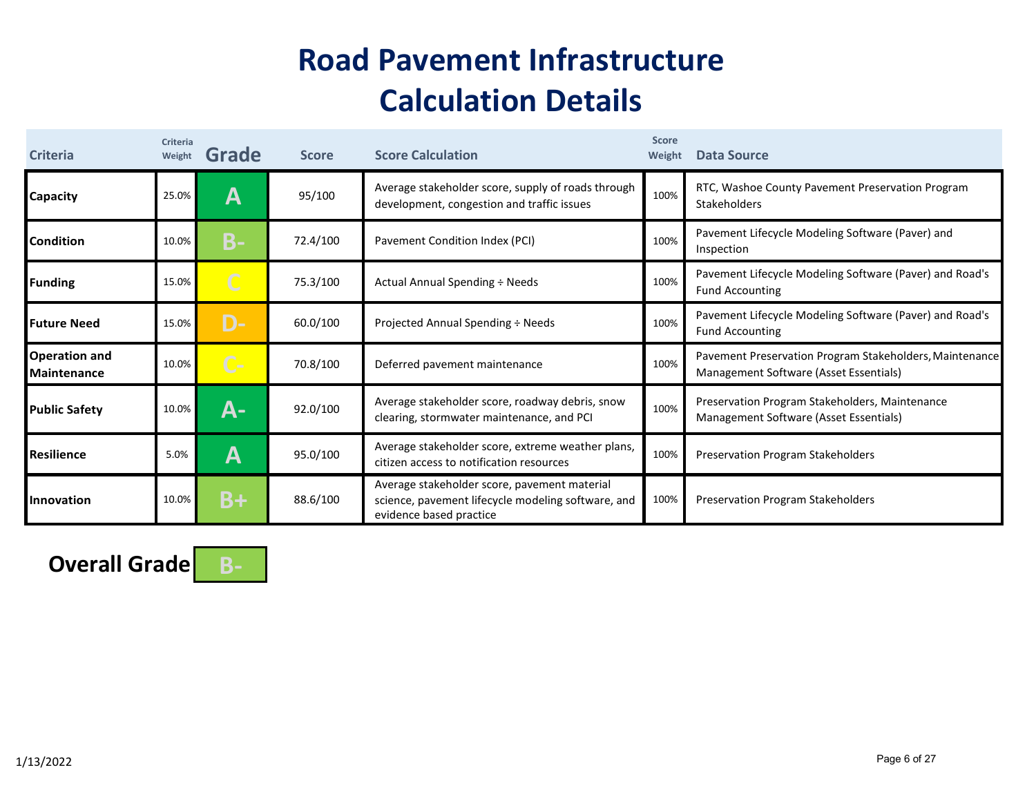# Road Pavement Infrastructure Calculation Details

| Criteria | Criteria Weight | Grade | Score | Score Calculation | Score Weight | Data Source |
|---|---|---|---|---|---|---|
| **Capacity** | 25.0% | A | 95/100 | Average stakeholder score, supply of roads through development, congestion and traffic issues | 100% | RTC, Washoe County Pavement Preservation Program Stakeholders |
| **Condition** | 10.0% | B- | 72.4/100 | Pavement Condition Index (PCI) | 100% | Pavement Lifecycle Modeling Software (Paver) and Inspection |
| **Funding** | 15.0% | C | 75.3/100 | Actual Annual Spending ÷ Needs | 100% | Pavement Lifecycle Modeling Software (Paver) and Road's Fund Accounting |
| **Future Need** | 15.0% | D- | 60.0/100 | Projected Annual Spending ÷ Needs | 100% | Pavement Lifecycle Modeling Software (Paver) and Road's Fund Accounting |
| **Operation and Maintenance** | 10.0% | C- | 70.8/100 | Deferred pavement maintenance | 100% | Pavement Preservation Program Stakeholders, Maintenance Management Software (Asset Essentials) |
| **Public Safety** | 10.0% | A- | 92.0/100 | Average stakeholder score, roadway debris, snow clearing, stormwater maintenance, and PCI | 100% | Preservation Program Stakeholders, Maintenance Management Software (Asset Essentials) |
| **Resilience** | 5.0% | A | 95.0/100 | Average stakeholder score, extreme weather plans, citizen access to notification resources | 100% | Preservation Program Stakeholders |
| **Innovation** | 10.0% | B+ | 88.6/100 | Average stakeholder score, pavement material science, pavement lifecycle modeling software, and evidence based practice | 100% | Preservation Program Stakeholders |

**Overall Grade** B-

1/13/2022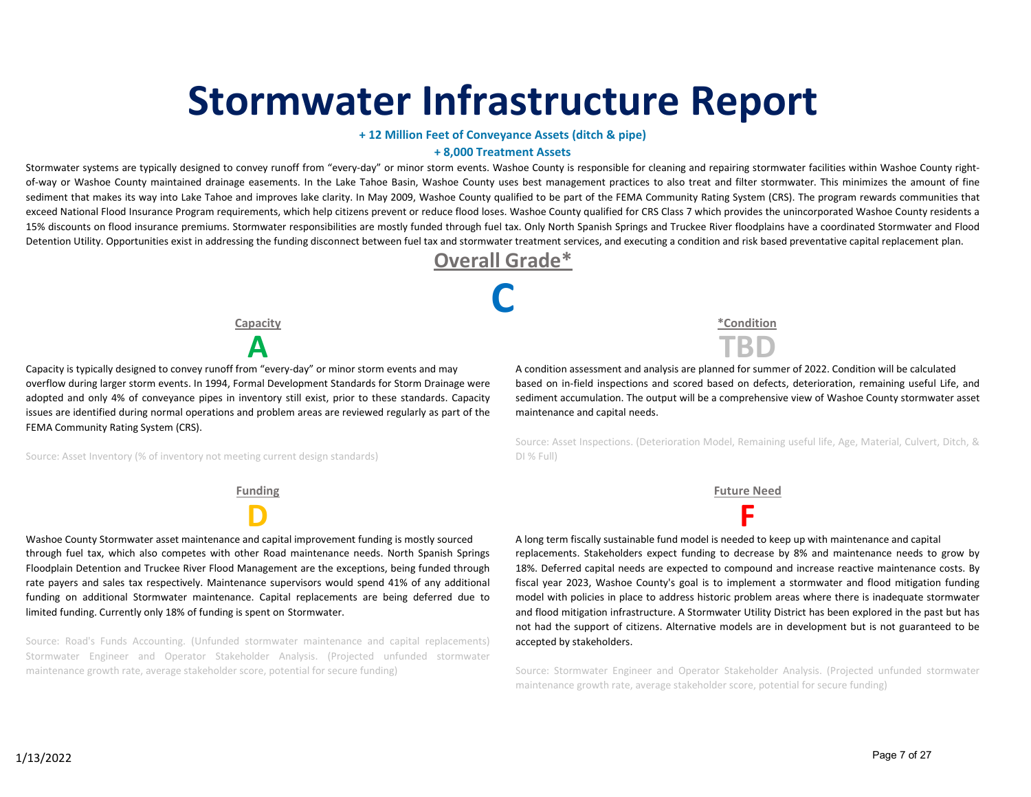# Stormwater Infrastructure Report

**+ 12 Million Feet of Conveyance Assets (ditch & pipe)**

**+ 8,000 Treatment Assets**

Stormwater systems are typically designed to convey runoff from "every-day" or minor storm events. Washoe County is responsible for cleaning and repairing stormwater facilities within Washoe County right-of-way or Washoe County maintained drainage easements. In the Lake Tahoe Basin, Washoe County uses best management practices to also treat and filter stormwater. This minimizes the amount of fine sediment that makes its way into Lake Tahoe and improves lake clarity. In May 2009, Washoe County qualified to be part of the FEMA Community Rating System (CRS). The program rewards communities that exceed National Flood Insurance Program requirements, which help citizens prevent or reduce flood loses. Washoe County qualified for CRS Class 7 which provides the unincorporated Washoe County residents a 15% discounts on flood insurance premiums. Stormwater responsibilities are mostly funded through fuel tax. Only North Spanish Springs and Truckee River floodplains have a coordinated Stormwater and Flood Detention Utility. Opportunities exist in addressing the funding disconnect between fuel tax and stormwater treatment services, and executing a condition and risk based preventative capital replacement plan.

## Overall Grade*

**C**

### Capacity

**A**

Capacity is typically designed to convey runoff from "every-day" or minor storm events and may overflow during larger storm events. In 1994, Formal Development Standards for Storm Drainage were adopted and only 4% of conveyance pipes in inventory still exist, prior to these standards. Capacity issues are identified during normal operations and problem areas are reviewed regularly as part of the FEMA Community Rating System (CRS).

Source: Asset Inventory (% of inventory not meeting current design standards)

### *Condition

**TBD**

A condition assessment and analysis are planned for summer of 2022. Condition will be calculated based on in-field inspections and scored based on defects, deterioration, remaining useful Life, and sediment accumulation. The output will be a comprehensive view of Washoe County stormwater asset maintenance and capital needs.

Source: Asset Inspections. (Deterioration Model, Remaining useful life, Age, Material, Culvert, Ditch, & DI % Full)

### Funding

**D**

Washoe County Stormwater asset maintenance and capital improvement funding is mostly sourced through fuel tax, which also competes with other Road maintenance needs. North Spanish Springs Floodplain Detention and Truckee River Flood Management are the exceptions, being funded through rate payers and sales tax respectively. Maintenance supervisors would spend 41% of any additional funding on additional Stormwater maintenance. Capital replacements are being deferred due to limited funding. Currently only 18% of funding is spent on Stormwater.

Source: Road's Funds Accounting. (Unfunded stormwater maintenance and capital replacements) Stormwater Engineer and Operator Stakeholder Analysis. (Projected unfunded stormwater maintenance growth rate, average stakeholder score, potential for secure funding)

### Future Need

**F**

A long term fiscally sustainable fund model is needed to keep up with maintenance and capital replacements. Stakeholders expect funding to decrease by 8% and maintenance needs to grow by 18%. Deferred capital needs are expected to compound and increase reactive maintenance costs. By fiscal year 2023, Washoe County's goal is to implement a stormwater and flood mitigation funding model with policies in place to address historic problem areas where there is inadequate stormwater and flood mitigation infrastructure. A Stormwater Utility District has been explored in the past but has not had the support of citizens. Alternative models are in development but is not guaranteed to be accepted by stakeholders.

Source: Stormwater Engineer and Operator Stakeholder Analysis. (Projected unfunded stormwater maintenance growth rate, average stakeholder score, potential for secure funding)

1/13/2022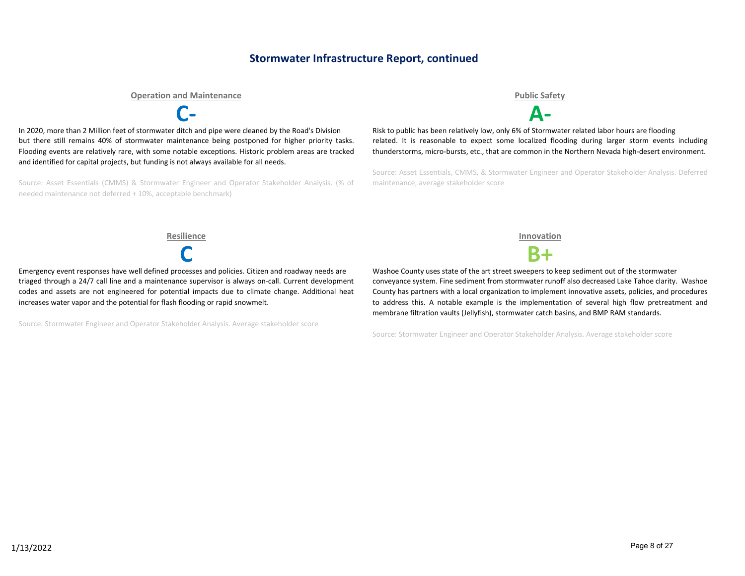## Stormwater Infrastructure Report, continued

### Operation and Maintenance

**C-**

In 2020, more than 2 Million feet of stormwater ditch and pipe were cleaned by the Road's Division but there still remains 40% of stormwater maintenance being postponed for higher priority tasks. Flooding events are relatively rare, with some notable exceptions. Historic problem areas are tracked and identified for capital projects, but funding is not always available for all needs.

Source: Asset Essentials (CMMS) & Stormwater Engineer and Operator Stakeholder Analysis. (% of needed maintenance not deferred + 10%, acceptable benchmark)

### Public Safety

**A-**

Risk to public has been relatively low, only 6% of Stormwater related labor hours are flooding related. It is reasonable to expect some localized flooding during larger storm events including thunderstorms, micro-bursts, etc., that are common in the Northern Nevada high-desert environment.

Source: Asset Essentials, CMMS, & Stormwater Engineer and Operator Stakeholder Analysis. Deferred maintenance, average stakeholder score

### Resilience

**C**

Emergency event responses have well defined processes and policies. Citizen and roadway needs are triaged through a 24/7 call line and a maintenance supervisor is always on-call. Current development codes and assets are not engineered for potential impacts due to climate change. Additional heat increases water vapor and the potential for flash flooding or rapid snowmelt.

Source: Stormwater Engineer and Operator Stakeholder Analysis. Average stakeholder score

### Innovation

**B+**

Washoe County uses state of the art street sweepers to keep sediment out of the stormwater conveyance system. Fine sediment from stormwater runoff also decreased Lake Tahoe clarity. Washoe County has partners with a local organization to implement innovative assets, policies, and procedures to address this. A notable example is the implementation of several high flow pretreatment and membrane filtration vaults (Jellyfish), stormwater catch basins, and BMP RAM standards.

Source: Stormwater Engineer and Operator Stakeholder Analysis. Average stakeholder score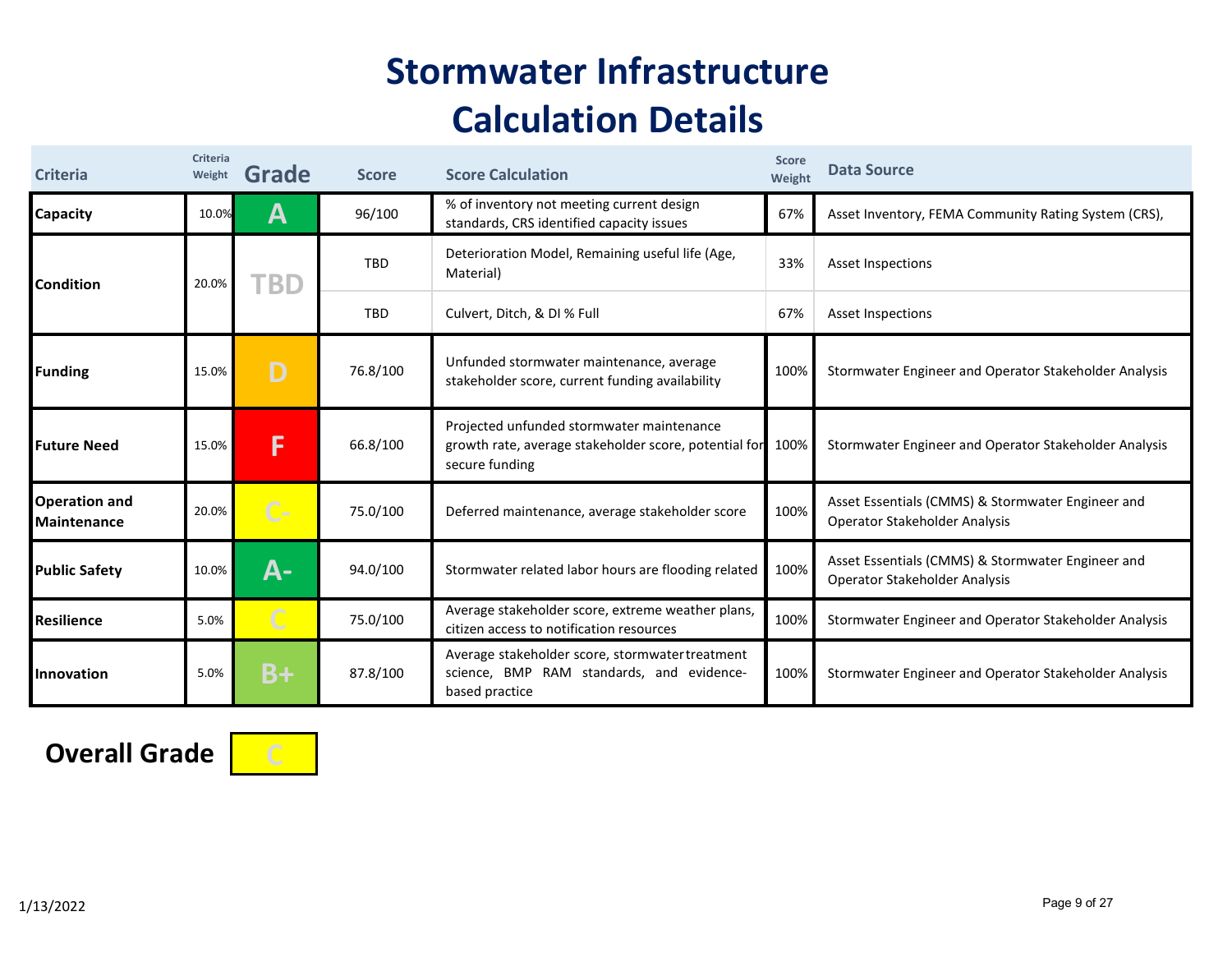# Stormwater Infrastructure Calculation Details

| Criteria | Criteria Weight | Grade | Score | Score Calculation | Score Weight | Data Source |
|---|---|---|---|---|---|---|
| **Capacity** | 10.0% | A | 96/100 | % of inventory not meeting current design standards, CRS identified capacity issues | 67% | Asset Inventory, FEMA Community Rating System (CRS), |
| **Condition** | 20.0% | TBD | TBD | Deterioration Model, Remaining useful life (Age, Material) | 33% | Asset Inspections |
| | | | TBD | Culvert, Ditch, & DI % Full | 67% | Asset Inspections |
| **Funding** | 15.0% | D | 76.8/100 | Unfunded stormwater maintenance, average stakeholder score, current funding availability | 100% | Stormwater Engineer and Operator Stakeholder Analysis |
| **Future Need** | 15.0% | F | 66.8/100 | Projected unfunded stormwater maintenance growth rate, average stakeholder score, potential for secure funding | 100% | Stormwater Engineer and Operator Stakeholder Analysis |
| **Operation and Maintenance** | 20.0% | C- | 75.0/100 | Deferred maintenance, average stakeholder score | 100% | Asset Essentials (CMMS) & Stormwater Engineer and Operator Stakeholder Analysis |
| **Public Safety** | 10.0% | A- | 94.0/100 | Stormwater related labor hours are flooding related | 100% | Asset Essentials (CMMS) & Stormwater Engineer and Operator Stakeholder Analysis |
| **Resilience** | 5.0% | C | 75.0/100 | Average stakeholder score, extreme weather plans, citizen access to notification resources | 100% | Stormwater Engineer and Operator Stakeholder Analysis |
| **Innovation** | 5.0% | B+ | 87.8/100 | Average stakeholder score, stormwater treatment science, BMP RAM standards, and evidence-based practice | 100% | Stormwater Engineer and Operator Stakeholder Analysis |

**Overall Grade** C

1/13/2022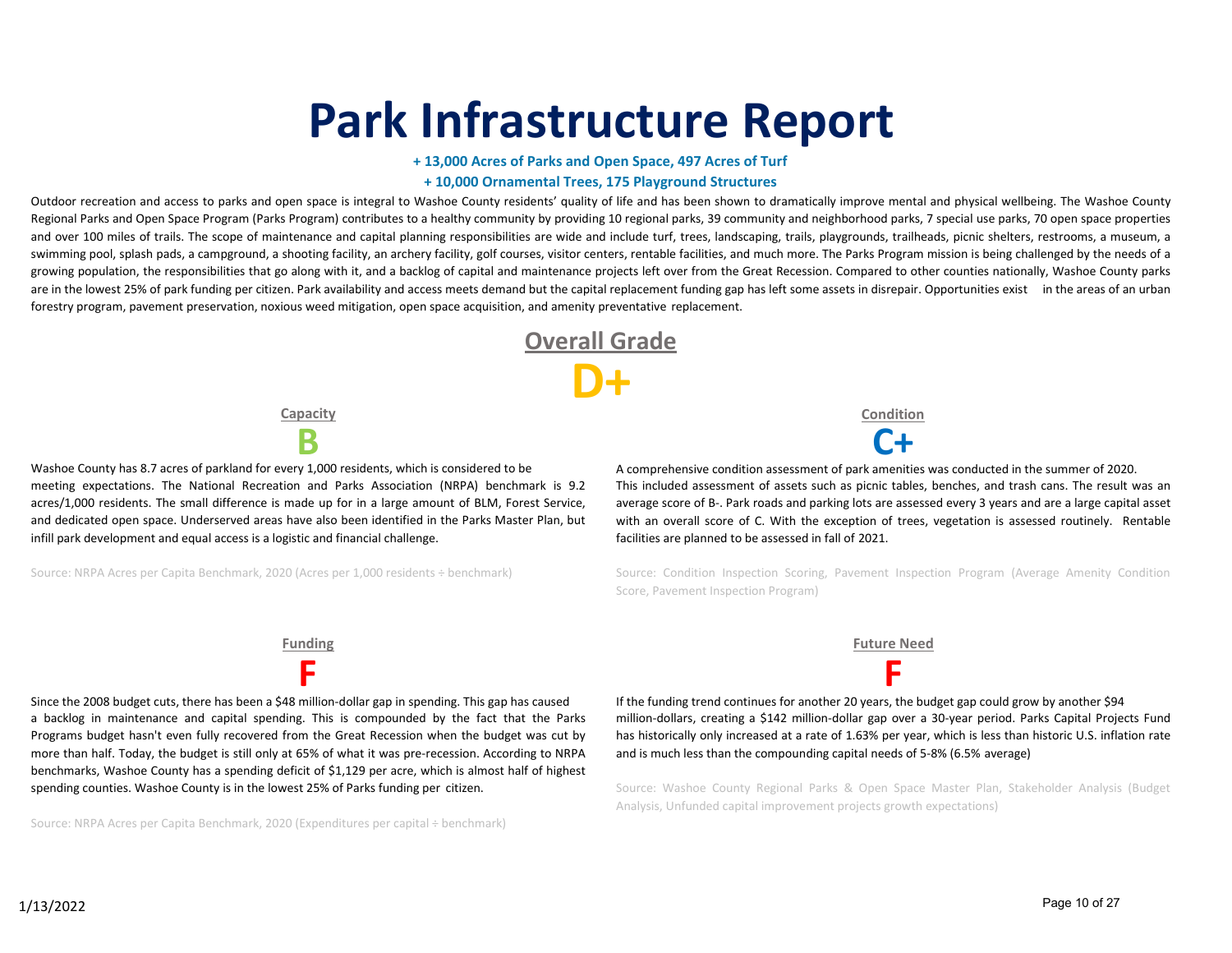# Park Infrastructure Report

**+ 13,000 Acres of Parks and Open Space, 497 Acres of Turf**

**+ 10,000 Ornamental Trees, 175 Playground Structures**

Outdoor recreation and access to parks and open space is integral to Washoe County residents' quality of life and has been shown to dramatically improve mental and physical wellbeing. The Washoe County Regional Parks and Open Space Program (Parks Program) contributes to a healthy community by providing 10 regional parks, 39 community and neighborhood parks, 7 special use parks, 70 open space properties and over 100 miles of trails. The scope of maintenance and capital planning responsibilities are wide and include turf, trees, landscaping, trails, playgrounds, trailheads, picnic shelters, restrooms, a museum, a swimming pool, splash pads, a campground, a shooting facility, an archery facility, golf courses, visitor centers, rentable facilities, and much more. The Parks Program mission is being challenged by the needs of a growing population, the responsibilities that go along with it, and a backlog of capital and maintenance projects left over from the Great Recession. Compared to other counties nationally, Washoe County parks are in the lowest 25% of park funding per citizen. Park availability and access meets demand but the capital replacement funding gap has left some assets in disrepair. Opportunities exist in the areas of an urban forestry program, pavement preservation, noxious weed mitigation, open space acquisition, and amenity preventative replacement.

## Overall Grade

**D+**

### Capacity

**B**

Washoe County has 8.7 acres of parkland for every 1,000 residents, which is considered to be meeting expectations. The National Recreation and Parks Association (NRPA) benchmark is 9.2 acres/1,000 residents. The small difference is made up for in a large amount of BLM, Forest Service, and dedicated open space. Underserved areas have also been identified in the Parks Master Plan, but infill park development and equal access is a logistic and financial challenge.

Source: NRPA Acres per Capita Benchmark, 2020 (Acres per 1,000 residents ÷ benchmark)

### Condition

**C+**

A comprehensive condition assessment of park amenities was conducted in the summer of 2020. This included assessment of assets such as picnic tables, benches, and trash cans. The result was an average score of B-. Park roads and parking lots are assessed every 3 years and are a large capital asset with an overall score of C. With the exception of trees, vegetation is assessed routinely. Rentable facilities are planned to be assessed in fall of 2021.

Source: Condition Inspection Scoring, Pavement Inspection Program (Average Amenity Condition Score, Pavement Inspection Program)

### Funding

**F**

Since the 2008 budget cuts, there has been a $48 million-dollar gap in spending. This gap has caused a backlog in maintenance and capital spending. This is compounded by the fact that the Parks Programs budget hasn't even fully recovered from the Great Recession when the budget was cut by more than half. Today, the budget is still only at 65% of what it was pre-recession. According to NRPA benchmarks, Washoe County has a spending deficit of $1,129 per acre, which is almost half of highest spending counties. Washoe County is in the lowest 25% of Parks funding per citizen.

Source: NRPA Acres per Capita Benchmark, 2020 (Expenditures per capital ÷ benchmark)

### Future Need

**F**

If the funding trend continues for another 20 years, the budget gap could grow by another $94 million-dollars, creating a $142 million-dollar gap over a 30-year period. Parks Capital Projects Fund has historically only increased at a rate of 1.63% per year, which is less than historic U.S. inflation rate and is much less than the compounding capital needs of 5-8% (6.5% average)

Source: Washoe County Regional Parks & Open Space Master Plan, Stakeholder Analysis (Budget Analysis, Unfunded capital improvement projects growth expectations)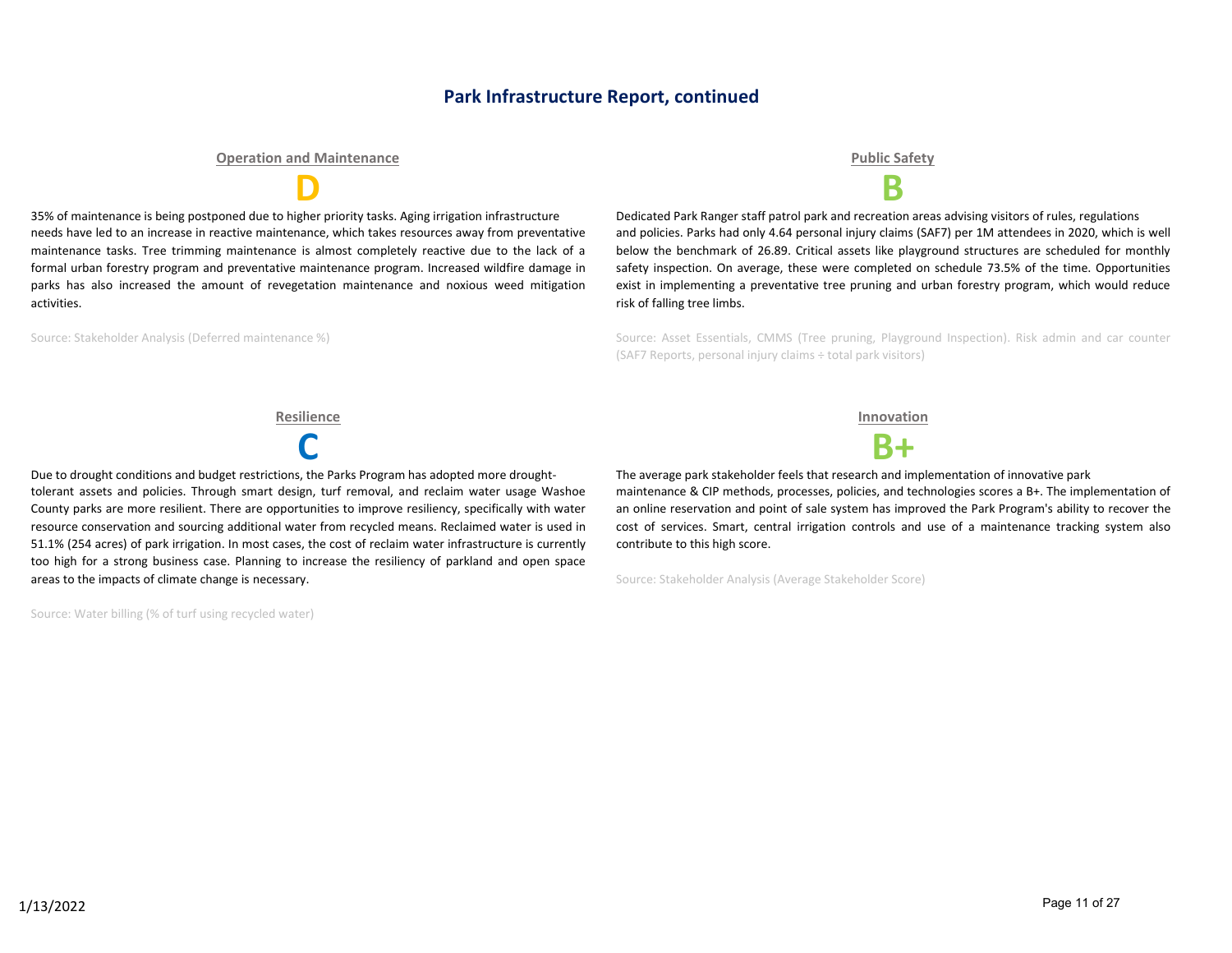# Park Infrastructure Report, continued

## Operation and Maintenance

### D

35% of maintenance is being postponed due to higher priority tasks. Aging irrigation infrastructure needs have led to an increase in reactive maintenance, which takes resources away from preventative maintenance tasks. Tree trimming maintenance is almost completely reactive due to the lack of a formal urban forestry program and preventative maintenance program. Increased wildfire damage in parks has also increased the amount of revegetation maintenance and noxious weed mitigation activities.

Source: Stakeholder Analysis (Deferred maintenance %)

## Public Safety

### B

Dedicated Park Ranger staff patrol park and recreation areas advising visitors of rules, regulations and policies. Parks had only 4.64 personal injury claims (SAF7) per 1M attendees in 2020, which is well below the benchmark of 26.89. Critical assets like playground structures are scheduled for monthly safety inspection. On average, these were completed on schedule 73.5% of the time. Opportunities exist in implementing a preventative tree pruning and urban forestry program, which would reduce risk of falling tree limbs.

Source: Asset Essentials, CMMS (Tree pruning, Playground Inspection). Risk admin and car counter (SAF7 Reports, personal injury claims ÷ total park visitors)

## Resilience

### C

Due to drought conditions and budget restrictions, the Parks Program has adopted more drought-tolerant assets and policies. Through smart design, turf removal, and reclaim water usage Washoe County parks are more resilient. There are opportunities to improve resiliency, specifically with water resource conservation and sourcing additional water from recycled means. Reclaimed water is used in 51.1% (254 acres) of park irrigation. In most cases, the cost of reclaim water infrastructure is currently too high for a strong business case. Planning to increase the resiliency of parkland and open space areas to the impacts of climate change is necessary.

Source: Water billing (% of turf using recycled water)

## Innovation

### B+

The average park stakeholder feels that research and implementation of innovative park maintenance & CIP methods, processes, policies, and technologies scores a B+. The implementation of an online reservation and point of sale system has improved the Park Program's ability to recover the cost of services. Smart, central irrigation controls and use of a maintenance tracking system also contribute to this high score.

Source: Stakeholder Analysis (Average Stakeholder Score)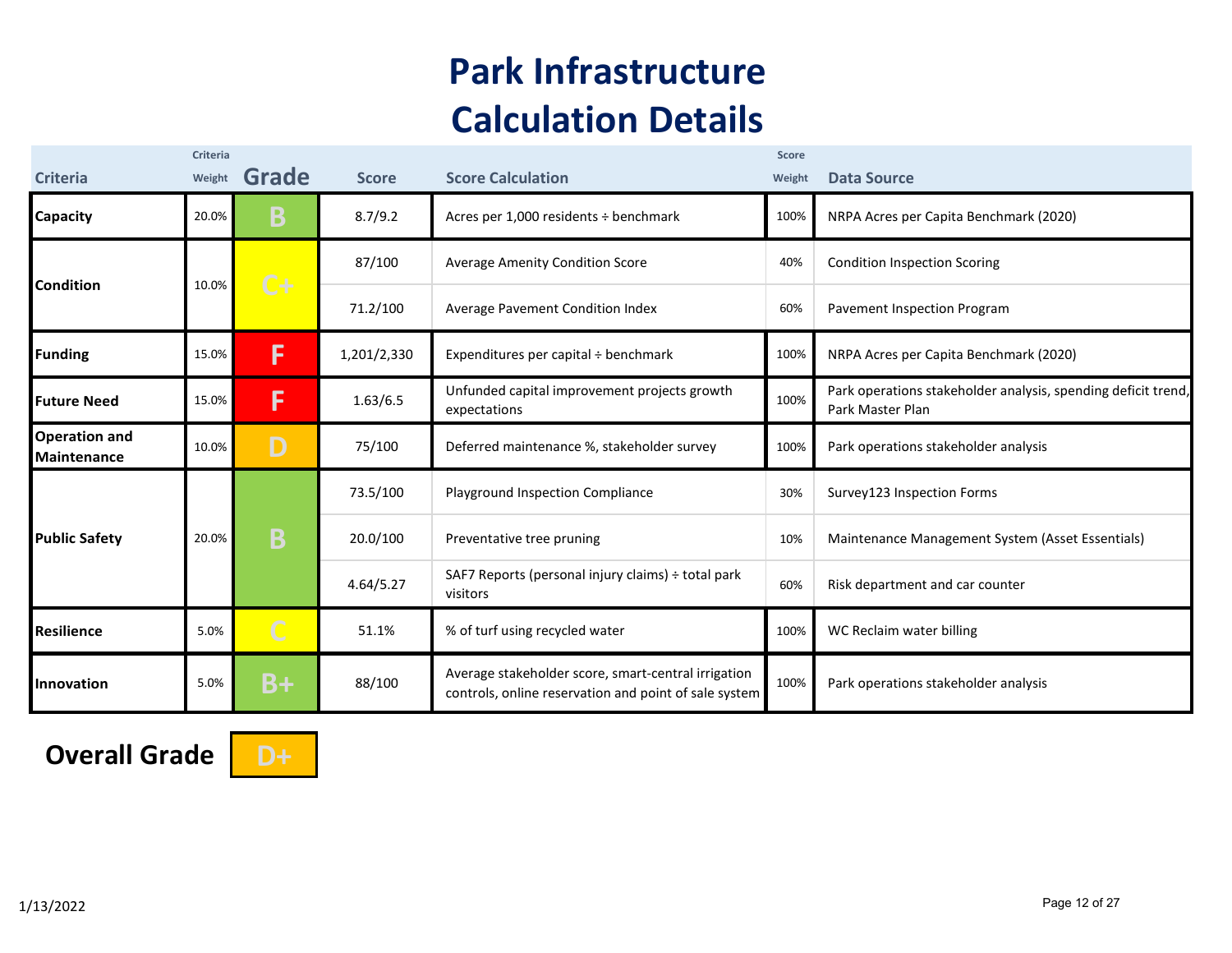# Park Infrastructure Calculation Details

| Criteria | Criteria Weight | Grade | Score | Score Calculation | Score Weight | Data Source |
|---|---|---|---|---|---|---|
| Capacity | 20.0% | B | 8.7/9.2 | Acres per 1,000 residents ÷ benchmark | 100% | NRPA Acres per Capita Benchmark (2020) |
| Condition | 10.0% | C+ | 87/100 | Average Amenity Condition Score | 40% | Condition Inspection Scoring |
| | | | 71.2/100 | Average Pavement Condition Index | 60% | Pavement Inspection Program |
| Funding | 15.0% | F | 1,201/2,330 | Expenditures per capital ÷ benchmark | 100% | NRPA Acres per Capita Benchmark (2020) |
| Future Need | 15.0% | F | 1.63/6.5 | Unfunded capital improvement projects growth expectations | 100% | Park operations stakeholder analysis, spending deficit trend, Park Master Plan |
| Operation and Maintenance | 10.0% | D | 75/100 | Deferred maintenance %, stakeholder survey | 100% | Park operations stakeholder analysis |
| Public Safety | 20.0% | B | 73.5/100 | Playground Inspection Compliance | 30% | Survey123 Inspection Forms |
| | | | 20.0/100 | Preventative tree pruning | 10% | Maintenance Management System (Asset Essentials) |
| | | | 4.64/5.27 | SAF7 Reports (personal injury claims) ÷ total park visitors | 60% | Risk department and car counter |
| Resilience | 5.0% | C | 51.1% | % of turf using recycled water | 100% | WC Reclaim water billing |
| Innovation | 5.0% | B+ | 88/100 | Average stakeholder score, smart-central irrigation controls, online reservation and point of sale system | 100% | Park operations stakeholder analysis |

**Overall Grade** D+

1/13/2022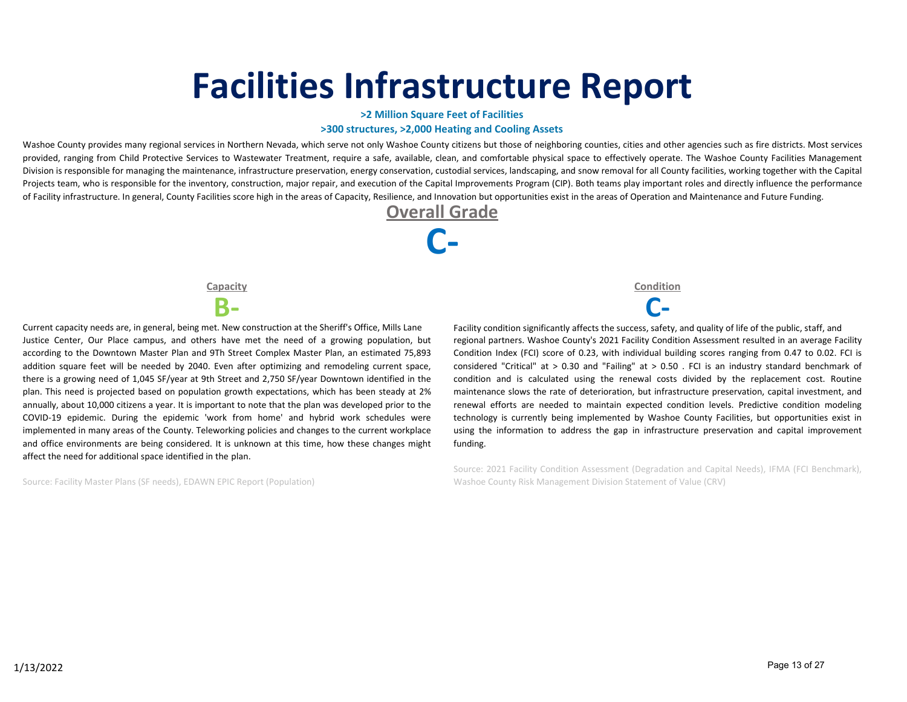# Facilities Infrastructure Report

**>2 Million Square Feet of Facilities**

**>300 structures, >2,000 Heating and Cooling Assets**

Washoe County provides many regional services in Northern Nevada, which serve not only Washoe County citizens but those of neighboring counties, cities and other agencies such as fire districts. Most services provided, ranging from Child Protective Services to Wastewater Treatment, require a safe, available, clean, and comfortable physical space to effectively operate. The Washoe County Facilities Management Division is responsible for managing the maintenance, infrastructure preservation, energy conservation, custodial services, landscaping, and snow removal for all County facilities, working together with the Capital Projects team, who is responsible for the inventory, construction, major repair, and execution of the Capital Improvements Program (CIP). Both teams play important roles and directly influence the performance of Facility infrastructure. In general, County Facilities score high in the areas of Capacity, Resilience, and Innovation but opportunities exist in the areas of Operation and Maintenance and Future Funding.

## Overall Grade

# C-

### Capacity

## B-

Current capacity needs are, in general, being met. New construction at the Sheriff's Office, Mills Lane Justice Center, Our Place campus, and others have met the need of a growing population, but according to the Downtown Master Plan and 9Th Street Complex Master Plan, an estimated 75,893 addition square feet will be needed by 2040. Even after optimizing and remodeling current space, there is a growing need of 1,045 SF/year at 9th Street and 2,750 SF/year Downtown identified in the plan. This need is projected based on population growth expectations, which has been steady at 2% annually, about 10,000 citizens a year. It is important to note that the plan was developed prior to the COVID-19 epidemic. During the epidemic 'work from home' and hybrid work schedules were implemented in many areas of the County. Teleworking policies and changes to the current workplace and office environments are being considered. It is unknown at this time, how these changes might affect the need for additional space identified in the plan.

Source: Facility Master Plans (SF needs), EDAWN EPIC Report (Population)

### Condition

## C-

Facility condition significantly affects the success, safety, and quality of life of the public, staff, and regional partners. Washoe County's 2021 Facility Condition Assessment resulted in an average Facility Condition Index (FCI) score of 0.23, with individual building scores ranging from 0.47 to 0.02. FCI is considered "Critical" at > 0.30 and "Failing" at > 0.50 . FCI is an industry standard benchmark of condition and is calculated using the renewal costs divided by the replacement cost. Routine maintenance slows the rate of deterioration, but infrastructure preservation, capital investment, and renewal efforts are needed to maintain expected condition levels. Predictive condition modeling technology is currently being implemented by Washoe County Facilities, but opportunities exist in using the information to address the gap in infrastructure preservation and capital improvement funding.

Source: 2021 Facility Condition Assessment (Degradation and Capital Needs), IFMA (FCI Benchmark), Washoe County Risk Management Division Statement of Value (CRV)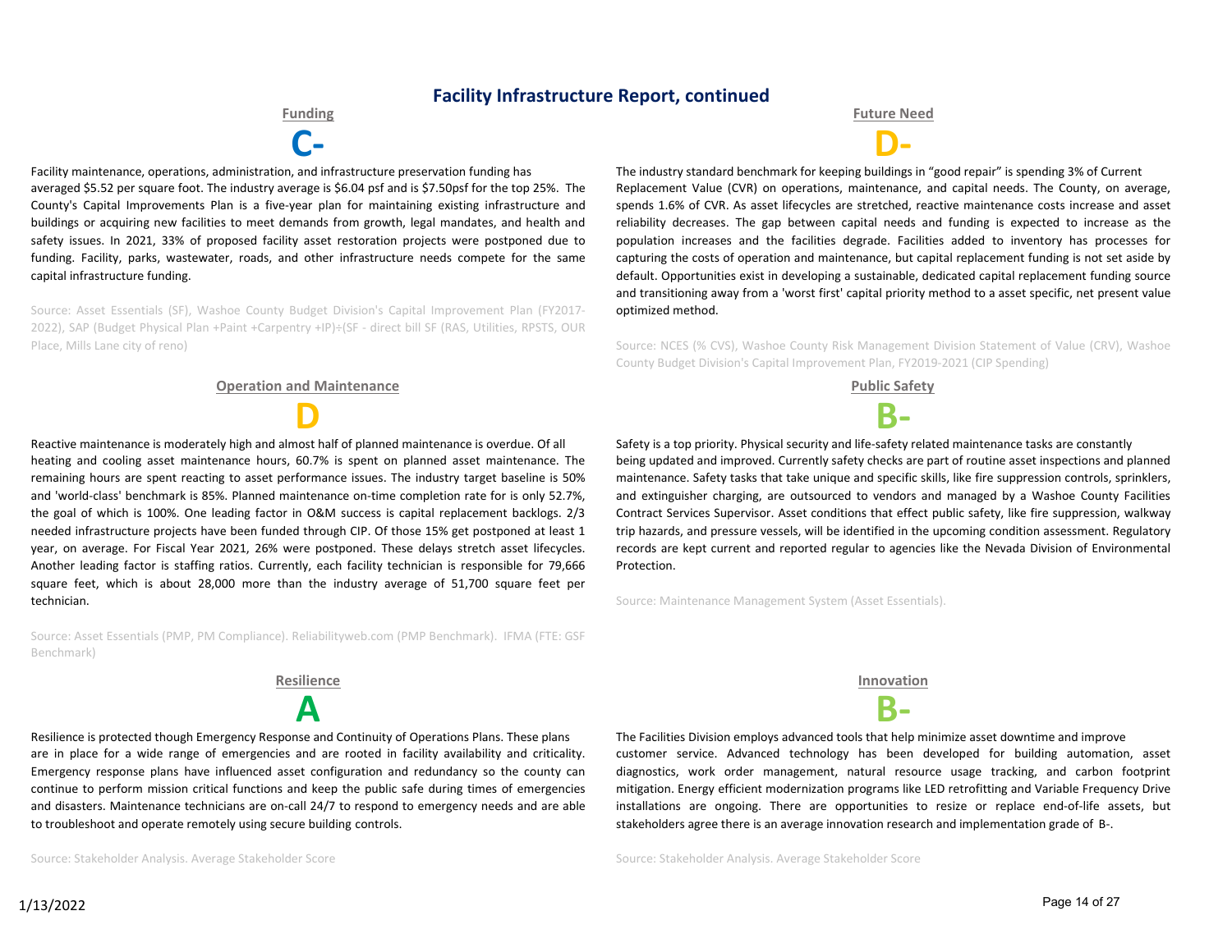## Facility Infrastructure Report, continued

### Funding

**C-**

Facility maintenance, operations, administration, and infrastructure preservation funding has averaged $5.52 per square foot. The industry average is $6.04 psf and is $7.50psf for the top 25%. The County's Capital Improvements Plan is a five-year plan for maintaining existing infrastructure and buildings or acquiring new facilities to meet demands from growth, legal mandates, and health and safety issues. In 2021, 33% of proposed facility asset restoration projects were postponed due to funding. Facility, parks, wastewater, roads, and other infrastructure needs compete for the same capital infrastructure funding.

Source: Asset Essentials (SF), Washoe County Budget Division's Capital Improvement Plan (FY2017-2022), SAP (Budget Physical Plan +Paint +Carpentry +IP)÷(SF - direct bill SF (RAS, Utilities, RPSTS, OUR Place, Mills Lane city of reno)

### Operation and Maintenance

**D**

Reactive maintenance is moderately high and almost half of planned maintenance is overdue. Of all heating and cooling asset maintenance hours, 60.7% is spent on planned asset maintenance. The remaining hours are spent reacting to asset performance issues. The industry target baseline is 50% and 'world-class' benchmark is 85%. Planned maintenance on-time completion rate for is only 52.7%, the goal of which is 100%. One leading factor in O&M success is capital replacement backlogs. 2/3 needed infrastructure projects have been funded through CIP. Of those 15% get postponed at least 1 year, on average. For Fiscal Year 2021, 26% were postponed. These delays stretch asset lifecycles. Another leading factor is staffing ratios. Currently, each facility technician is responsible for 79,666 square feet, which is about 28,000 more than the industry average of 51,700 square feet per technician.

Source: Asset Essentials (PMP, PM Compliance). Reliabilityweb.com (PMP Benchmark). IFMA (FTE: GSF Benchmark)

### Resilience

**A**

Resilience is protected though Emergency Response and Continuity of Operations Plans. These plans are in place for a wide range of emergencies and are rooted in facility availability and criticality. Emergency response plans have influenced asset configuration and redundancy so the county can continue to perform mission critical functions and keep the public safe during times of emergencies and disasters. Maintenance technicians are on-call 24/7 to respond to emergency needs and are able to troubleshoot and operate remotely using secure building controls.

Source: Stakeholder Analysis. Average Stakeholder Score

### Future Need

**D-**

The industry standard benchmark for keeping buildings in "good repair" is spending 3% of Current Replacement Value (CVR) on operations, maintenance, and capital needs. The County, on average, spends 1.6% of CVR. As asset lifecycles are stretched, reactive maintenance costs increase and asset reliability decreases. The gap between capital needs and funding is expected to increase as the population increases and the facilities degrade. Facilities added to inventory has processes for capturing the costs of operation and maintenance, but capital replacement funding is not set aside by default. Opportunities exist in developing a sustainable, dedicated capital replacement funding source and transitioning away from a 'worst first' capital priority method to a asset specific, net present value optimized method.

Source: NCES (% CVS), Washoe County Risk Management Division Statement of Value (CRV), Washoe County Budget Division's Capital Improvement Plan, FY2019-2021 (CIP Spending)

### Public Safety

**B-**

Safety is a top priority. Physical security and life-safety related maintenance tasks are constantly being updated and improved. Currently safety checks are part of routine asset inspections and planned maintenance. Safety tasks that take unique and specific skills, like fire suppression controls, sprinklers, and extinguisher charging, are outsourced to vendors and managed by a Washoe County Facilities Contract Services Supervisor. Asset conditions that effect public safety, like fire suppression, walkway trip hazards, and pressure vessels, will be identified in the upcoming condition assessment. Regulatory records are kept current and reported regular to agencies like the Nevada Division of Environmental Protection.

Source: Maintenance Management System (Asset Essentials).

### Innovation

**B-**

The Facilities Division employs advanced tools that help minimize asset downtime and improve customer service. Advanced technology has been developed for building automation, asset diagnostics, work order management, natural resource usage tracking, and carbon footprint mitigation. Energy efficient modernization programs like LED retrofitting and Variable Frequency Drive installations are ongoing. There are opportunities to resize or replace end-of-life assets, but stakeholders agree there is an average innovation research and implementation grade of B-.

Source: Stakeholder Analysis. Average Stakeholder Score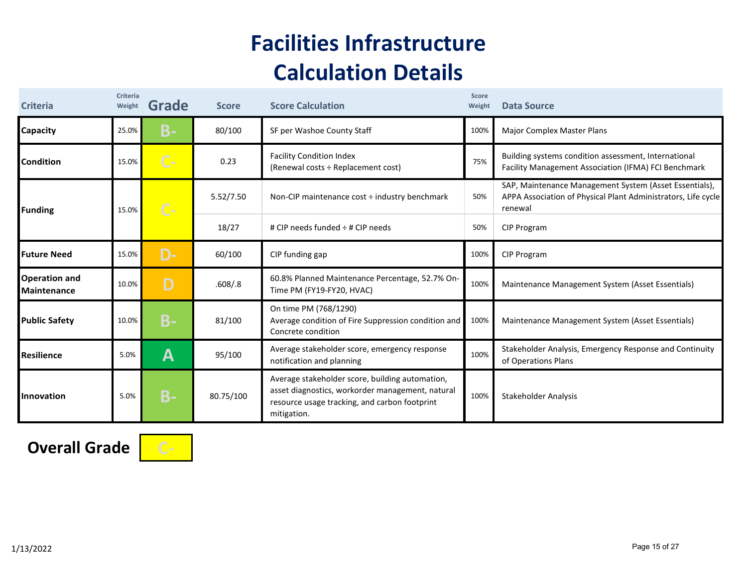# Facilities Infrastructure Calculation Details

| Criteria | Criteria Weight | Grade | Score | Score Calculation | Score Weight | Data Source |
|---|---|---|---|---|---|---|
| **Capacity** | 25.0% | B- | 80/100 | SF per Washoe County Staff | 100% | Major Complex Master Plans |
| **Condition** | 15.0% | C- | 0.23 | Facility Condition Index (Renewal costs ÷ Replacement cost) | 75% | Building systems condition assessment, International Facility Management Association (IFMA) FCI Benchmark |
| **Funding** | 15.0% | C- | 5.52/7.50 | Non-CIP maintenance cost ÷ industry benchmark | 50% | SAP, Maintenance Management System (Asset Essentials), APPA Association of Physical Plant Administrators, Life cycle renewal |
| | | | 18/27 | # CIP needs funded ÷ # CIP needs | 50% | CIP Program |
| **Future Need** | 15.0% | D- | 60/100 | CIP funding gap | 100% | CIP Program |
| **Operation and Maintenance** | 10.0% | D | .608/.8 | 60.8% Planned Maintenance Percentage, 52.7% On-Time PM (FY19-FY20, HVAC) | 100% | Maintenance Management System (Asset Essentials) |
| **Public Safety** | 10.0% | B- | 81/100 | On time PM (768/1290) Average condition of Fire Suppression condition and Concrete condition | 100% | Maintenance Management System (Asset Essentials) |
| **Resilience** | 5.0% | A | 95/100 | Average stakeholder score, emergency response notification and planning | 100% | Stakeholder Analysis, Emergency Response and Continuity of Operations Plans |
| **Innovation** | 5.0% | B- | 80.75/100 | Average stakeholder score, building automation, asset diagnostics, workorder management, natural resource usage tracking, and carbon footprint mitigation. | 100% | Stakeholder Analysis |

**Overall Grade** C-

1/13/2022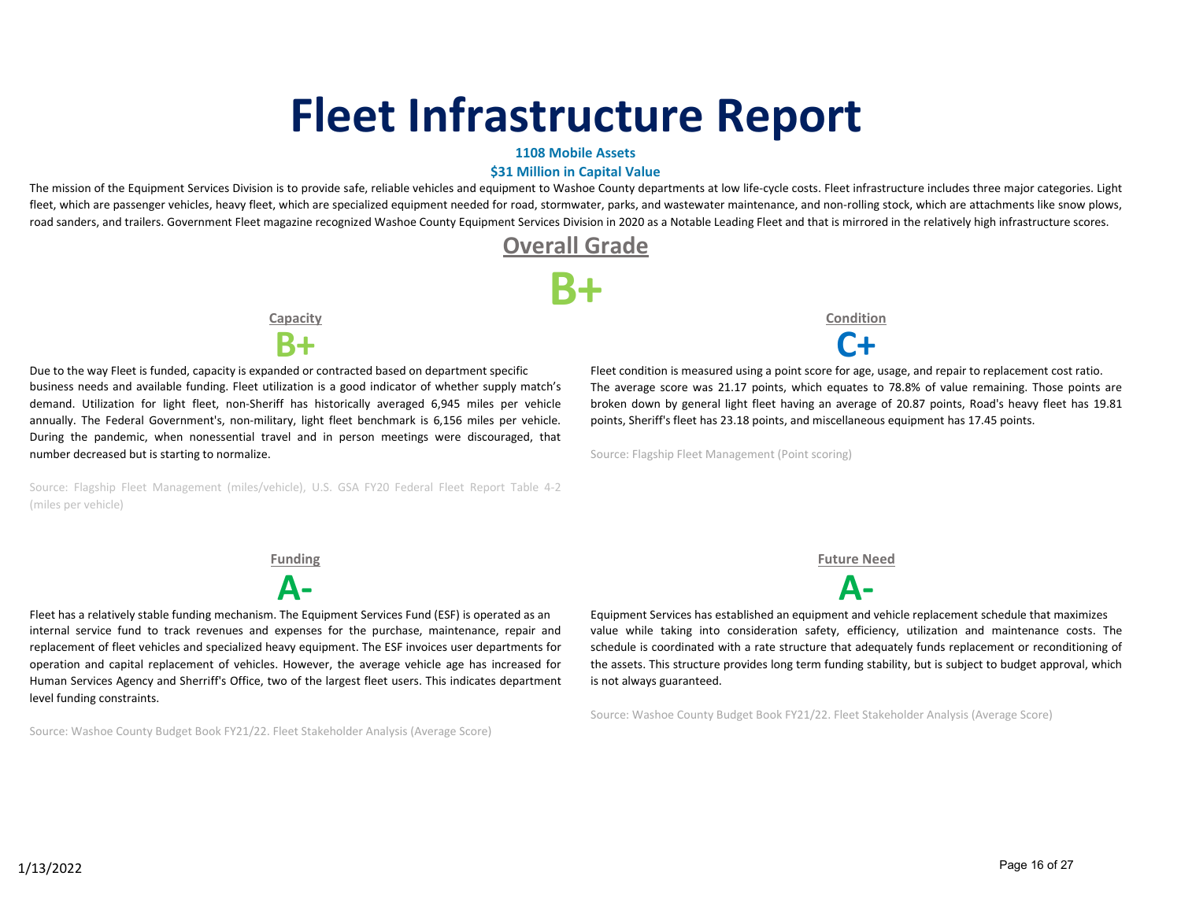# Fleet Infrastructure Report

**1108 Mobile Assets**

**$31 Million in Capital Value**

The mission of the Equipment Services Division is to provide safe, reliable vehicles and equipment to Washoe County departments at low life-cycle costs. Fleet infrastructure includes three major categories. Light fleet, which are passenger vehicles, heavy fleet, which are specialized equipment needed for road, stormwater, parks, and wastewater maintenance, and non-rolling stock, which are attachments like snow plows, road sanders, and trailers. Government Fleet magazine recognized Washoe County Equipment Services Division in 2020 as a Notable Leading Fleet and that is mirrored in the relatively high infrastructure scores.

## Overall Grade

**B+**

### Capacity

**B+**

Due to the way Fleet is funded, capacity is expanded or contracted based on department specific business needs and available funding. Fleet utilization is a good indicator of whether supply match's demand. Utilization for light fleet, non-Sheriff has historically averaged 6,945 miles per vehicle annually. The Federal Government's, non-military, light fleet benchmark is 6,156 miles per vehicle. During the pandemic, when nonessential travel and in person meetings were discouraged, that number decreased but is starting to normalize.

Source: Flagship Fleet Management (miles/vehicle), U.S. GSA FY20 Federal Fleet Report Table 4-2 (miles per vehicle)

### Condition

**C+**

Fleet condition is measured using a point score for age, usage, and repair to replacement cost ratio. The average score was 21.17 points, which equates to 78.8% of value remaining. Those points are broken down by general light fleet having an average of 20.87 points, Road's heavy fleet has 19.81 points, Sheriff's fleet has 23.18 points, and miscellaneous equipment has 17.45 points.

Source: Flagship Fleet Management (Point scoring)

### Funding

**A-**

Fleet has a relatively stable funding mechanism. The Equipment Services Fund (ESF) is operated as an internal service fund to track revenues and expenses for the purchase, maintenance, repair and replacement of fleet vehicles and specialized heavy equipment. The ESF invoices user departments for operation and capital replacement of vehicles. However, the average vehicle age has increased for Human Services Agency and Sherriff's Office, two of the largest fleet users. This indicates department level funding constraints.

Source: Washoe County Budget Book FY21/22. Fleet Stakeholder Analysis (Average Score)

### Future Need

**A-**

Equipment Services has established an equipment and vehicle replacement schedule that maximizes value while taking into consideration safety, efficiency, utilization and maintenance costs. The schedule is coordinated with a rate structure that adequately funds replacement or reconditioning of the assets. This structure provides long term funding stability, but is subject to budget approval, which is not always guaranteed.

Source: Washoe County Budget Book FY21/22. Fleet Stakeholder Analysis (Average Score)

1/13/2022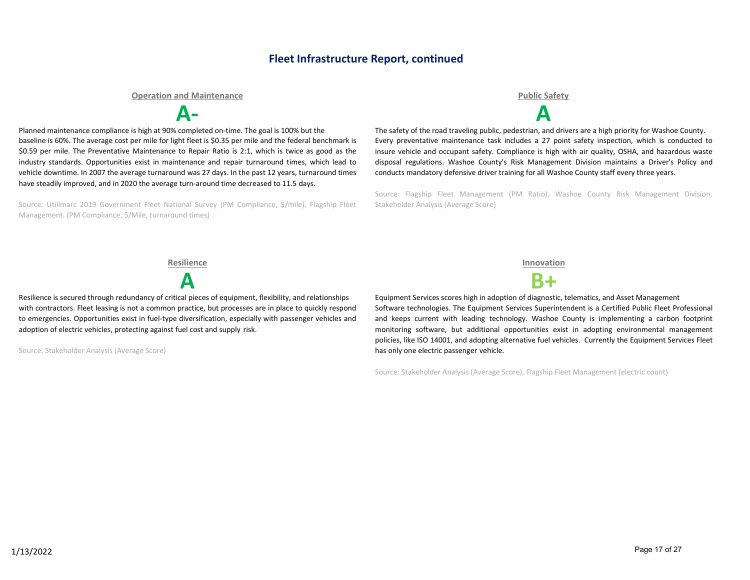# Fleet Infrastructure Report, continued

## Operation and Maintenance

**A-**

Planned maintenance compliance is high at 90% completed on-time. The goal is 100% but the baseline is 60%. The average cost per mile for light fleet is $0.35 per mile and the federal benchmark is $0.59 per mile. The Preventative Maintenance to Repair Ratio is 2:1, which is twice as good as the industry standards. Opportunities exist in maintenance and repair turnaround times, which lead to vehicle downtime. In 2007 the average turnaround was 27 days. In the past 12 years, turnaround times have steadily improved, and in 2020 the average turn-around time decreased to 11.5 days.

Source: Utilimarc 2019 Government Fleet National Survey (PM Compliance, $/mile). Flagship Fleet Management. (PM Compliance, $/Mile, turnaround times)

## Public Safety

**A**

The safety of the road traveling public, pedestrian, and drivers are a high priority for Washoe County. Every preventative maintenance task includes a 27 point safety inspection, which is conducted to insure vehicle and occupant safety. Compliance is high with air quality, OSHA, and hazardous waste disposal regulations. Washoe County's Risk Management Division maintains a Driver's Policy and conducts mandatory defensive driver training for all Washoe County staff every three years.

Source: Flagship Fleet Management (PM Ratio), Washoe County Risk Management Division, Stakeholder Analysis (Average Score)

## Resilience

**A**

Resilience is secured through redundancy of critical pieces of equipment, flexibility, and relationships with contractors. Fleet leasing is not a common practice, but processes are in place to quickly respond to emergencies. Opportunities exist in fuel-type diversification, especially with passenger vehicles and adoption of electric vehicles, protecting against fuel cost and supply risk.

Source: Stakeholder Analysis (Average Score)

## Innovation

**B+**

Equipment Services scores high in adoption of diagnostic, telematics, and Asset Management Software technologies. The Equipment Services Superintendent is a Certified Public Fleet Professional and keeps current with leading technology. Washoe County is implementing a carbon footprint monitoring software, but additional opportunities exist in adopting environmental management policies, like ISO 14001, and adopting alternative fuel vehicles. Currently the Equipment Services Fleet has only one electric passenger vehicle.

Source: Stakeholder Analysis (Average Score), Flagship Fleet Management (electric count)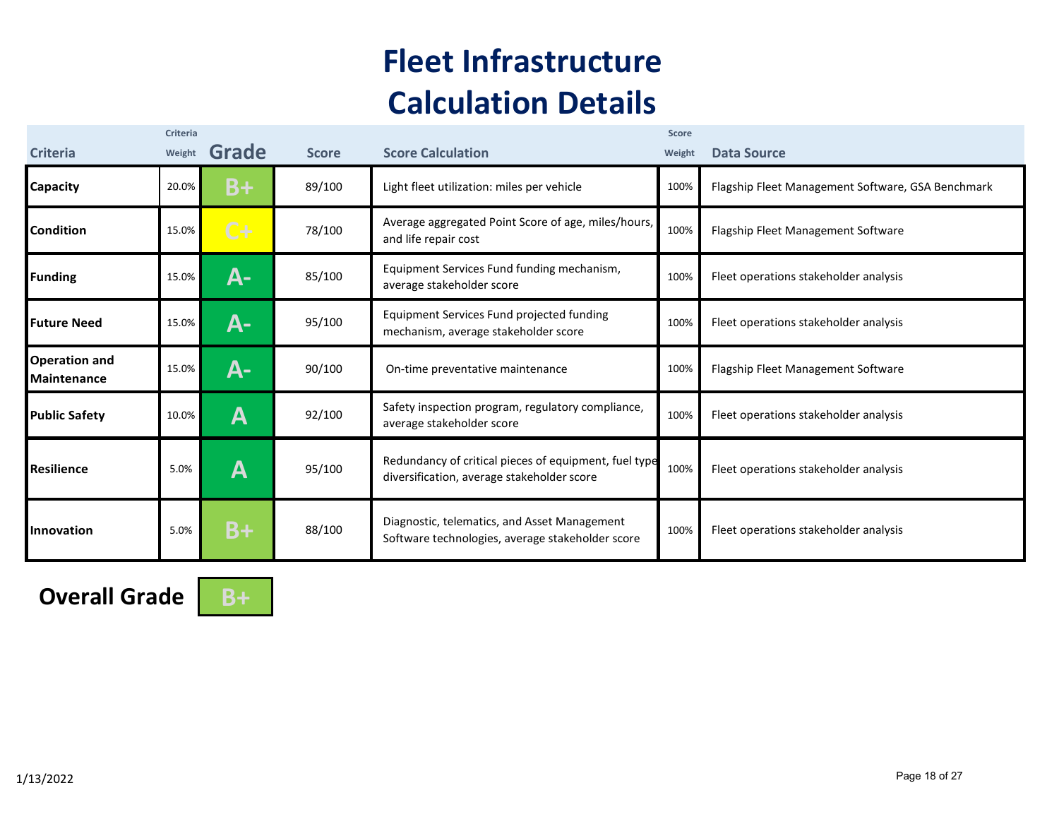# Fleet Infrastructure Calculation Details

| Criteria | Criteria Weight | Grade | Score | Score Calculation | Score Weight | Data Source |
|---|---|---|---|---|---|---|
| **Capacity** | 20.0% | B+ | 89/100 | Light fleet utilization: miles per vehicle | 100% | Flagship Fleet Management Software, GSA Benchmark |
| **Condition** | 15.0% | C+ | 78/100 | Average aggregated Point Score of age, miles/hours, and life repair cost | 100% | Flagship Fleet Management Software |
| **Funding** | 15.0% | A- | 85/100 | Equipment Services Fund funding mechanism, average stakeholder score | 100% | Fleet operations stakeholder analysis |
| **Future Need** | 15.0% | A- | 95/100 | Equipment Services Fund projected funding mechanism, average stakeholder score | 100% | Fleet operations stakeholder analysis |
| **Operation and Maintenance** | 15.0% | A- | 90/100 | On-time preventative maintenance | 100% | Flagship Fleet Management Software |
| **Public Safety** | 10.0% | A | 92/100 | Safety inspection program, regulatory compliance, average stakeholder score | 100% | Fleet operations stakeholder analysis |
| **Resilience** | 5.0% | A | 95/100 | Redundancy of critical pieces of equipment, fuel type diversification, average stakeholder score | 100% | Fleet operations stakeholder analysis |
| **Innovation** | 5.0% | B+ | 88/100 | Diagnostic, telematics, and Asset Management Software technologies, average stakeholder score | 100% | Fleet operations stakeholder analysis |

**Overall Grade** B+

1/13/2022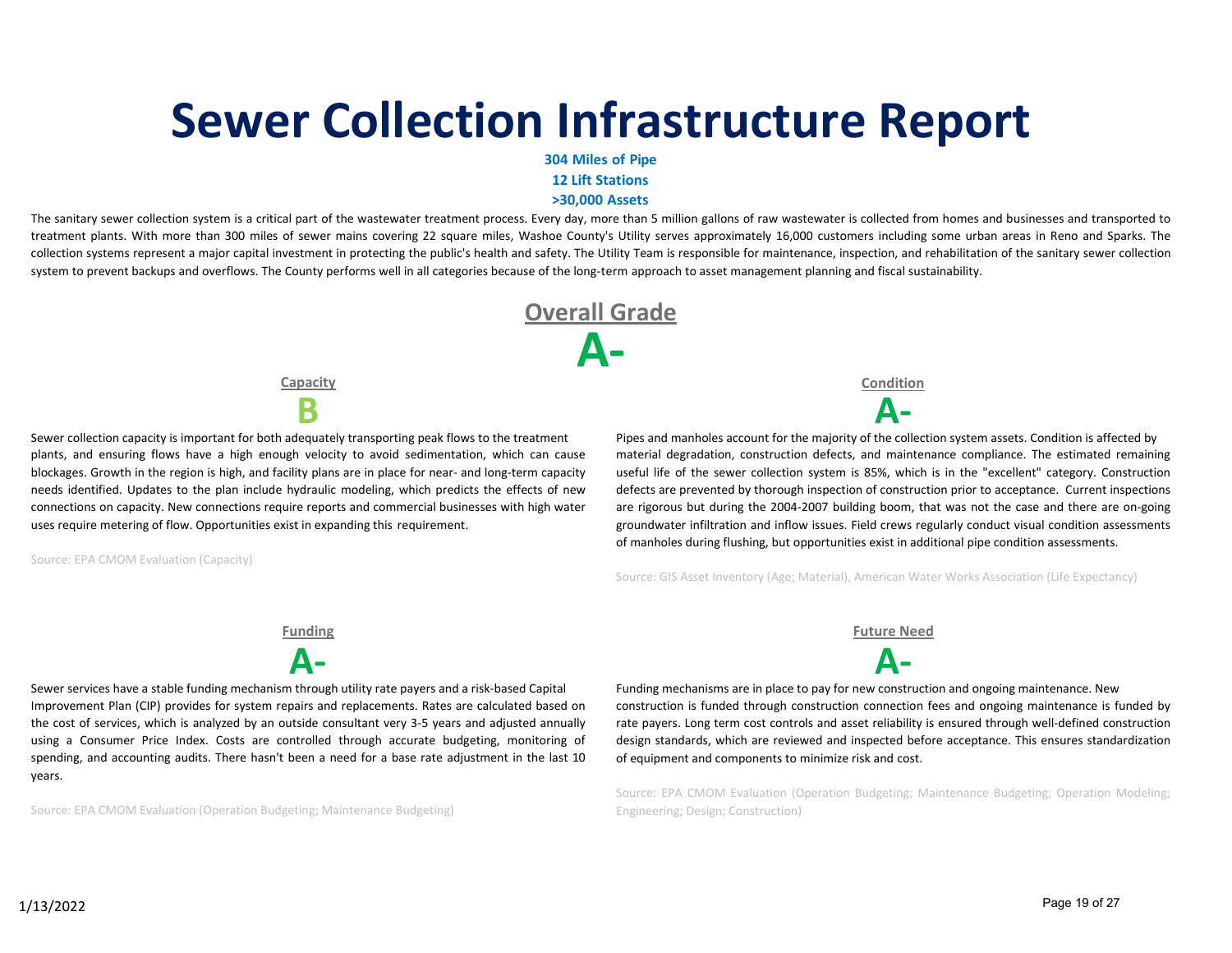# Sewer Collection Infrastructure Report

**304 Miles of Pipe**

**12 Lift Stations**

**>30,000 Assets**

The sanitary sewer collection system is a critical part of the wastewater treatment process. Every day, more than 5 million gallons of raw wastewater is collected from homes and businesses and transported to treatment plants. With more than 300 miles of sewer mains covering 22 square miles, Washoe County's Utility serves approximately 16,000 customers including some urban areas in Reno and Sparks. The collection systems represent a major capital investment in protecting the public's health and safety. The Utility Team is responsible for maintenance, inspection, and rehabilitation of the sanitary sewer collection system to prevent backups and overflows. The County performs well in all categories because of the long-term approach to asset management planning and fiscal sustainability.

## Overall Grade

**A-**

### Capacity

**B**

Sewer collection capacity is important for both adequately transporting peak flows to the treatment plants, and ensuring flows have a high enough velocity to avoid sedimentation, which can cause blockages. Growth in the region is high, and facility plans are in place for near- and long-term capacity needs identified. Updates to the plan include hydraulic modeling, which predicts the effects of new connections on capacity. New connections require reports and commercial businesses with high water uses require metering of flow. Opportunities exist in expanding this requirement.

Source: EPA CMOM Evaluation (Capacity)

### Condition

**A-**

Pipes and manholes account for the majority of the collection system assets. Condition is affected by material degradation, construction defects, and maintenance compliance. The estimated remaining useful life of the sewer collection system is 85%, which is in the "excellent" category. Construction defects are prevented by thorough inspection of construction prior to acceptance. Current inspections are rigorous but during the 2004-2007 building boom, that was not the case and there are on-going groundwater infiltration and inflow issues. Field crews regularly conduct visual condition assessments of manholes during flushing, but opportunities exist in additional pipe condition assessments.

Source: GIS Asset Inventory (Age; Material), American Water Works Association (Life Expectancy)

### Funding

**A-**

Sewer services have a stable funding mechanism through utility rate payers and a risk-based Capital Improvement Plan (CIP) provides for system repairs and replacements. Rates are calculated based on the cost of services, which is analyzed by an outside consultant very 3-5 years and adjusted annually using a Consumer Price Index. Costs are controlled through accurate budgeting, monitoring of spending, and accounting audits. There hasn't been a need for a base rate adjustment in the last 10 years.

Source: EPA CMOM Evaluation (Operation Budgeting; Maintenance Budgeting)

### Future Need

**A-**

Funding mechanisms are in place to pay for new construction and ongoing maintenance. New construction is funded through construction connection fees and ongoing maintenance is funded by rate payers. Long term cost controls and asset reliability is ensured through well-defined construction design standards, which are reviewed and inspected before acceptance. This ensures standardization of equipment and components to minimize risk and cost.

Source: EPA CMOM Evaluation (Operation Budgeting; Maintenance Budgeting; Operation Modeling; Engineering; Design; Construction)

1/13/2022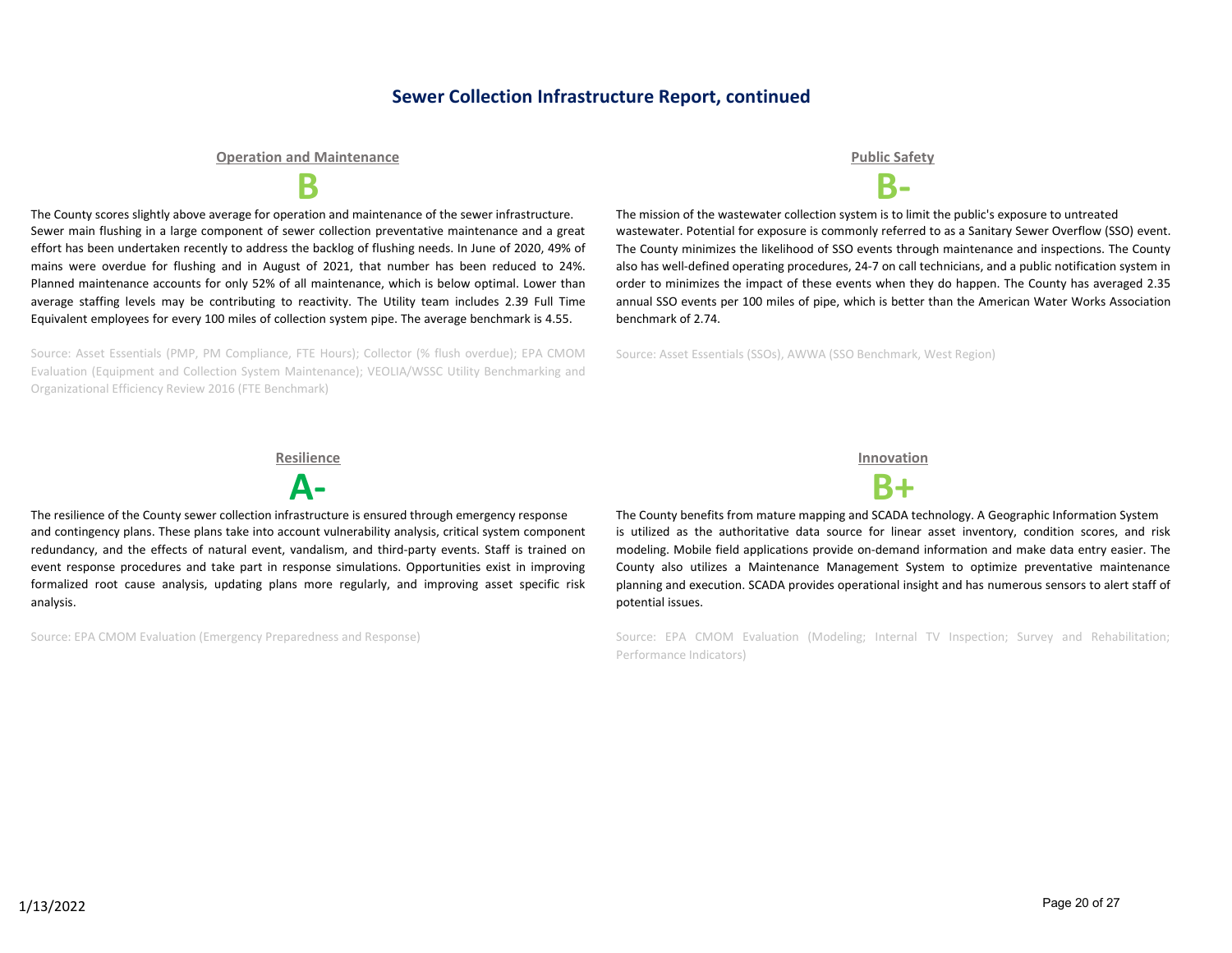## Sewer Collection Infrastructure Report, continued

### Operation and Maintenance

**B**

The County scores slightly above average for operation and maintenance of the sewer infrastructure. Sewer main flushing in a large component of sewer collection preventative maintenance and a great effort has been undertaken recently to address the backlog of flushing needs. In June of 2020, 49% of mains were overdue for flushing and in August of 2021, that number has been reduced to 24%. Planned maintenance accounts for only 52% of all maintenance, which is below optimal. Lower than average staffing levels may be contributing to reactivity. The Utility team includes 2.39 Full Time Equivalent employees for every 100 miles of collection system pipe. The average benchmark is 4.55.

Source: Asset Essentials (PMP, PM Compliance, FTE Hours); Collector (% flush overdue); EPA CMOM Evaluation (Equipment and Collection System Maintenance); VEOLIA/WSSC Utility Benchmarking and Organizational Efficiency Review 2016 (FTE Benchmark)

### Public Safety

**B-**

The mission of the wastewater collection system is to limit the public's exposure to untreated wastewater. Potential for exposure is commonly referred to as a Sanitary Sewer Overflow (SSO) event. The County minimizes the likelihood of SSO events through maintenance and inspections. The County also has well-defined operating procedures, 24-7 on call technicians, and a public notification system in order to minimizes the impact of these events when they do happen. The County has averaged 2.35 annual SSO events per 100 miles of pipe, which is better than the American Water Works Association benchmark of 2.74.

Source: Asset Essentials (SSOs), AWWA (SSO Benchmark, West Region)

### Resilience

**A-**

The resilience of the County sewer collection infrastructure is ensured through emergency response and contingency plans. These plans take into account vulnerability analysis, critical system component redundancy, and the effects of natural event, vandalism, and third-party events. Staff is trained on event response procedures and take part in response simulations. Opportunities exist in improving formalized root cause analysis, updating plans more regularly, and improving asset specific risk analysis.

Source: EPA CMOM Evaluation (Emergency Preparedness and Response)

### Innovation

**B+**

The County benefits from mature mapping and SCADA technology. A Geographic Information System is utilized as the authoritative data source for linear asset inventory, condition scores, and risk modeling. Mobile field applications provide on-demand information and make data entry easier. The County also utilizes a Maintenance Management System to optimize preventative maintenance planning and execution. SCADA provides operational insight and has numerous sensors to alert staff of potential issues.

Source: EPA CMOM Evaluation (Modeling; Internal TV Inspection; Survey and Rehabilitation; Performance Indicators)

1/13/2022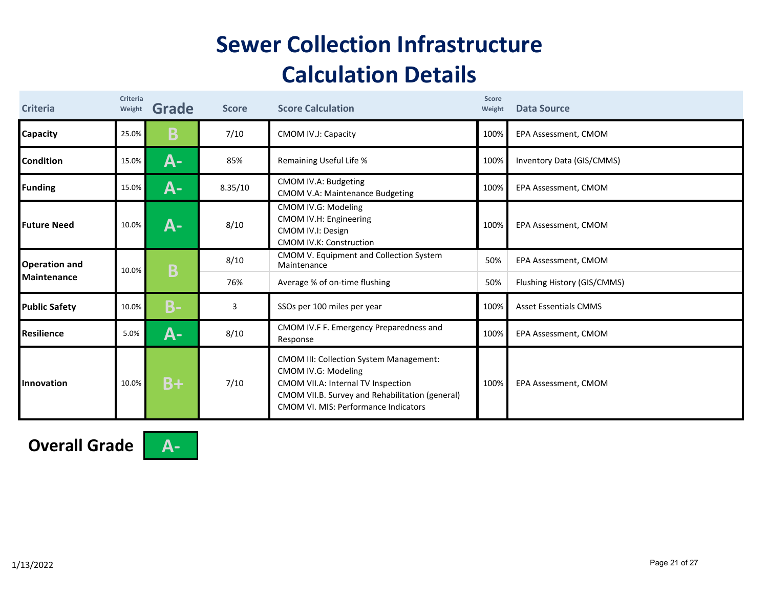# Sewer Collection Infrastructure
# Calculation Details

| Criteria | Criteria Weight | Grade | Score | Score Calculation | Score Weight | Data Source |
|---|---|---|---|---|---|---|
| **Capacity** | 25.0% | B | 7/10 | CMOM IV.J: Capacity | 100% | EPA Assessment, CMOM |
| **Condition** | 15.0% | A- | 85% | Remaining Useful Life % | 100% | Inventory Data (GIS/CMMS) |
| **Funding** | 15.0% | A- | 8.35/10 | CMOM IV.A: Budgeting<br>CMOM V.A: Maintenance Budgeting | 100% | EPA Assessment, CMOM |
| **Future Need** | 10.0% | A- | 8/10 | CMOM IV.G: Modeling<br>CMOM IV.H: Engineering<br>CMOM IV.I: Design<br>CMOM IV.K: Construction | 100% | EPA Assessment, CMOM |
| **Operation and Maintenance** | 10.0% | B | 8/10 | CMOM V. Equipment and Collection System Maintenance | 50% | EPA Assessment, CMOM |
| | | | 76% | Average % of on-time flushing | 50% | Flushing History (GIS/CMMS) |
| **Public Safety** | 10.0% | B- | 3 | SSOs per 100 miles per year | 100% | Asset Essentials CMMS |
| **Resilience** | 5.0% | A- | 8/10 | CMOM IV.F F. Emergency Preparedness and Response | 100% | EPA Assessment, CMOM |
| **Innovation** | 10.0% | B+ | 7/10 | CMOM III: Collection System Management:<br>CMOM IV.G: Modeling<br>CMOM VII.A: Internal TV Inspection<br>CMOM VII.B. Survey and Rehabilitation (general)<br>CMOM VI. MIS: Performance Indicators | 100% | EPA Assessment, CMOM |

**Overall Grade** **A-**

1/13/2022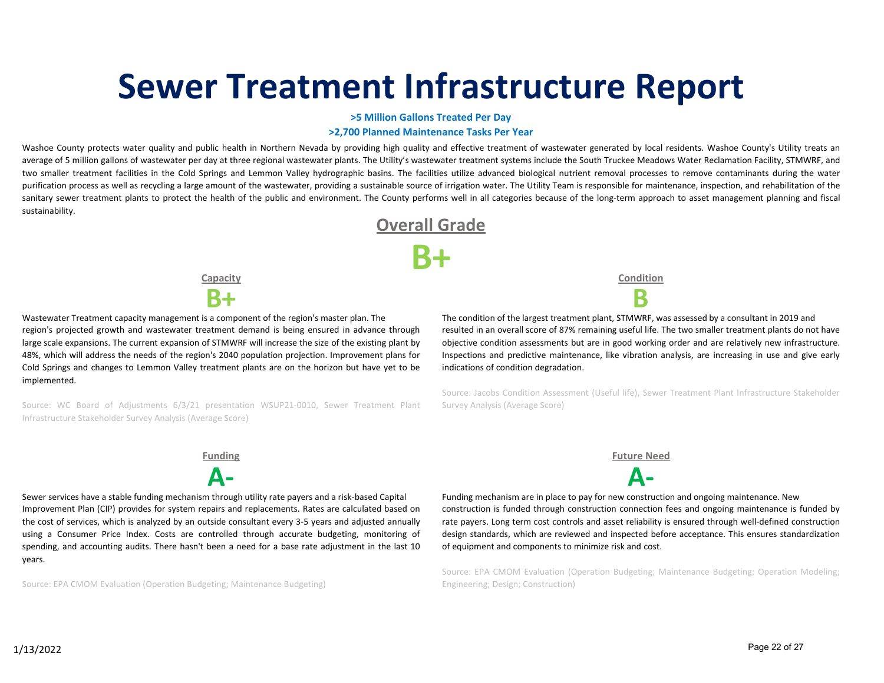# Sewer Treatment Infrastructure Report

**>5 Million Gallons Treated Per Day**

**>2,700 Planned Maintenance Tasks Per Year**

Washoe County protects water quality and public health in Northern Nevada by providing high quality and effective treatment of wastewater generated by local residents. Washoe County's Utility treats an average of 5 million gallons of wastewater per day at three regional wastewater plants. The Utility's wastewater treatment systems include the South Truckee Meadows Water Reclamation Facility, STMWRF, and two smaller treatment facilities in the Cold Springs and Lemmon Valley hydrographic basins. The facilities utilize advanced biological nutrient removal processes to remove contaminants during the water purification process as well as recycling a large amount of the wastewater, providing a sustainable source of irrigation water. The Utility Team is responsible for maintenance, inspection, and rehabilitation of the sanitary sewer treatment plants to protect the health of the public and environment. The County performs well in all categories because of the long-term approach to asset management planning and fiscal sustainability.

## Overall Grade

**B+**

### Capacity

**B+**

Wastewater Treatment capacity management is a component of the region's master plan. The region's projected growth and wastewater treatment demand is being ensured in advance through large scale expansions. The current expansion of STMWRF will increase the size of the existing plant by 48%, which will address the needs of the region's 2040 population projection. Improvement plans for Cold Springs and changes to Lemmon Valley treatment plants are on the horizon but have yet to be implemented.

Source: WC Board of Adjustments 6/3/21 presentation WSUP21-0010, Sewer Treatment Plant Infrastructure Stakeholder Survey Analysis (Average Score)

### Condition

**B**

The condition of the largest treatment plant, STMWRF, was assessed by a consultant in 2019 and resulted in an overall score of 87% remaining useful life. The two smaller treatment plants do not have objective condition assessments but are in good working order and are relatively new infrastructure. Inspections and predictive maintenance, like vibration analysis, are increasing in use and give early indications of condition degradation.

Source: Jacobs Condition Assessment (Useful life), Sewer Treatment Plant Infrastructure Stakeholder Survey Analysis (Average Score)

### Funding

**A-**

Sewer services have a stable funding mechanism through utility rate payers and a risk-based Capital Improvement Plan (CIP) provides for system repairs and replacements. Rates are calculated based on the cost of services, which is analyzed by an outside consultant every 3-5 years and adjusted annually using a Consumer Price Index. Costs are controlled through accurate budgeting, monitoring of spending, and accounting audits. There hasn't been a need for a base rate adjustment in the last 10 years.

Source: EPA CMOM Evaluation (Operation Budgeting; Maintenance Budgeting)

### Future Need

**A-**

Funding mechanism are in place to pay for new construction and ongoing maintenance. New construction is funded through construction connection fees and ongoing maintenance is funded by rate payers. Long term cost controls and asset reliability is ensured through well-defined construction design standards, which are reviewed and inspected before acceptance. This ensures standardization of equipment and components to minimize risk and cost.

Source: EPA CMOM Evaluation (Operation Budgeting; Maintenance Budgeting; Operation Modeling; Engineering; Design; Construction)

1/13/2022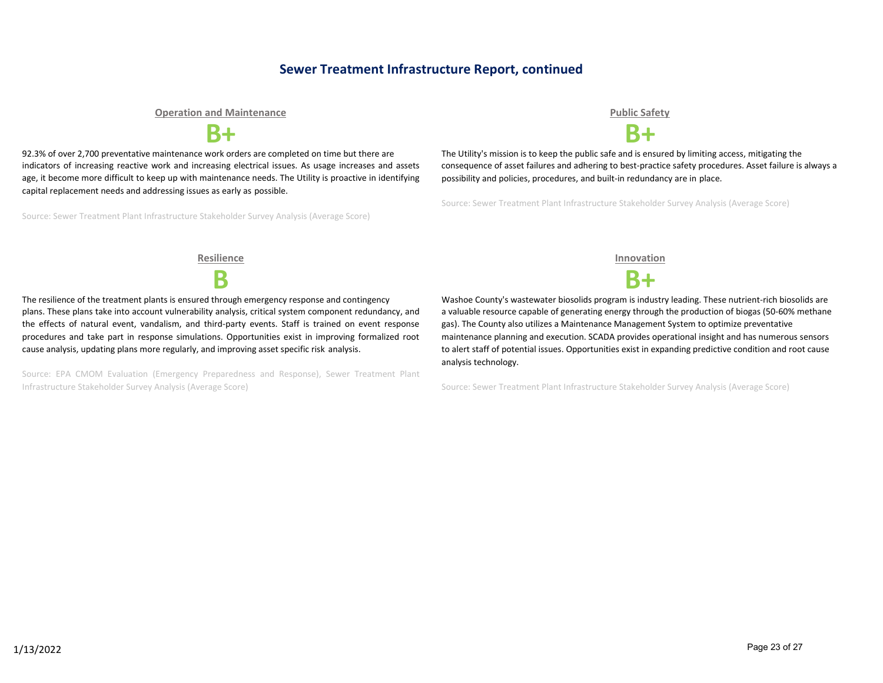## Sewer Treatment Infrastructure Report, continued

### Operation and Maintenance

**B+**

92.3% of over 2,700 preventative maintenance work orders are completed on time but there are indicators of increasing reactive work and increasing electrical issues. As usage increases and assets age, it become more difficult to keep up with maintenance needs. The Utility is proactive in identifying capital replacement needs and addressing issues as early as possible.

Source: Sewer Treatment Plant Infrastructure Stakeholder Survey Analysis (Average Score)

### Public Safety

**B+**

The Utility's mission is to keep the public safe and is ensured by limiting access, mitigating the consequence of asset failures and adhering to best-practice safety procedures. Asset failure is always a possibility and policies, procedures, and built-in redundancy are in place.

Source: Sewer Treatment Plant Infrastructure Stakeholder Survey Analysis (Average Score)

### Resilience

**B**

The resilience of the treatment plants is ensured through emergency response and contingency plans. These plans take into account vulnerability analysis, critical system component redundancy, and the effects of natural event, vandalism, and third-party events. Staff is trained on event response procedures and take part in response simulations. Opportunities exist in improving formalized root cause analysis, updating plans more regularly, and improving asset specific risk analysis.

Source: EPA CMOM Evaluation (Emergency Preparedness and Response), Sewer Treatment Plant Infrastructure Stakeholder Survey Analysis (Average Score)

### Innovation

**B+**

Washoe County's wastewater biosolids program is industry leading. These nutrient-rich biosolids are a valuable resource capable of generating energy through the production of biogas (50-60% methane gas). The County also utilizes a Maintenance Management System to optimize preventative maintenance planning and execution. SCADA provides operational insight and has numerous sensors to alert staff of potential issues. Opportunities exist in expanding predictive condition and root cause analysis technology.

Source: Sewer Treatment Plant Infrastructure Stakeholder Survey Analysis (Average Score)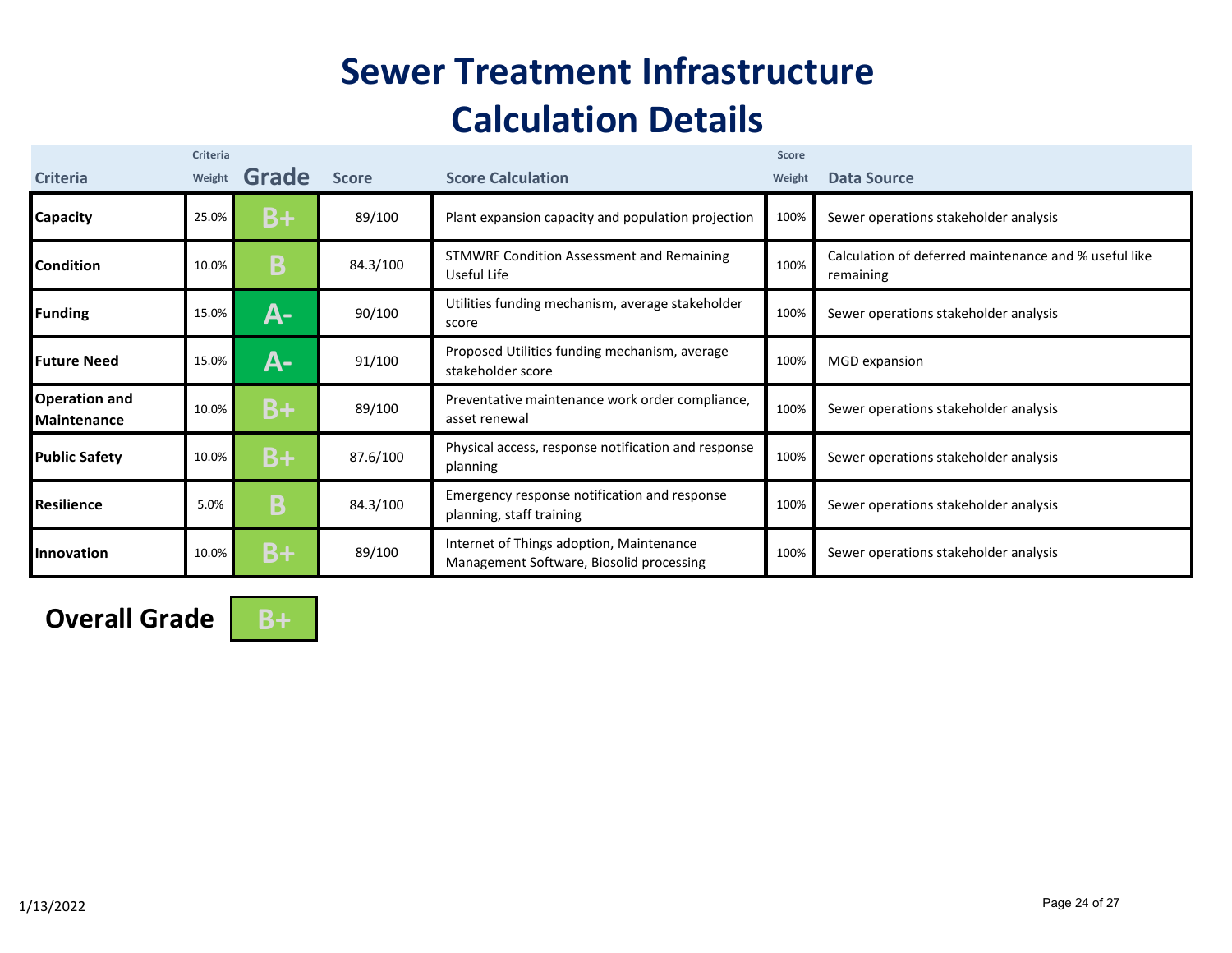# Sewer Treatment Infrastructure Calculation Details

| Criteria | Criteria Weight | Grade | Score | Score Calculation | Score Weight | Data Source |
|---|---|---|---|---|---|---|
| **Capacity** | 25.0% | B+ | 89/100 | Plant expansion capacity and population projection | 100% | Sewer operations stakeholder analysis |
| **Condition** | 10.0% | B | 84.3/100 | STMWRF Condition Assessment and Remaining Useful Life | 100% | Calculation of deferred maintenance and % useful like remaining |
| **Funding** | 15.0% | A- | 90/100 | Utilities funding mechanism, average stakeholder score | 100% | Sewer operations stakeholder analysis |
| **Future Need** | 15.0% | A- | 91/100 | Proposed Utilities funding mechanism, average stakeholder score | 100% | MGD expansion |
| **Operation and Maintenance** | 10.0% | B+ | 89/100 | Preventative maintenance work order compliance, asset renewal | 100% | Sewer operations stakeholder analysis |
| **Public Safety** | 10.0% | B+ | 87.6/100 | Physical access, response notification and response planning | 100% | Sewer operations stakeholder analysis |
| **Resilience** | 5.0% | B | 84.3/100 | Emergency response notification and response planning, staff training | 100% | Sewer operations stakeholder analysis |
| **Innovation** | 10.0% | B+ | 89/100 | Internet of Things adoption, Maintenance Management Software, Biosolid processing | 100% | Sewer operations stakeholder analysis |

**Overall Grade** B+

1/13/2022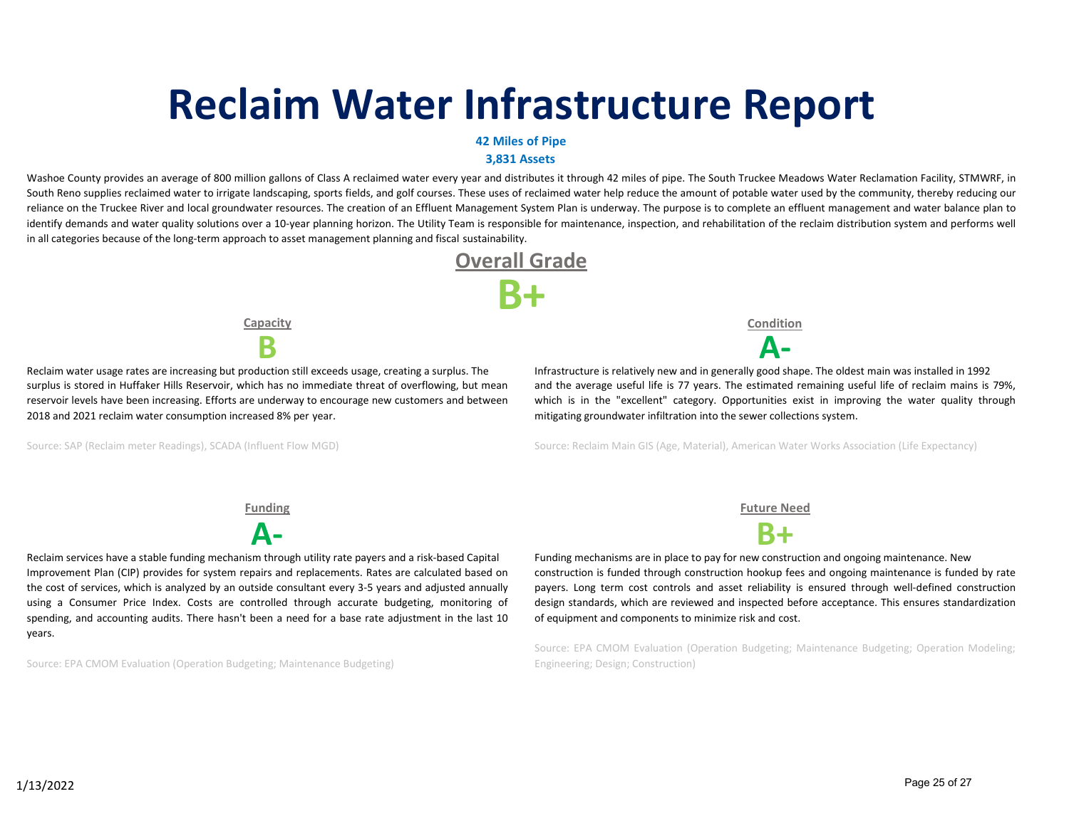# Reclaim Water Infrastructure Report

**42 Miles of Pipe**

**3,831 Assets**

Washoe County provides an average of 800 million gallons of Class A reclaimed water every year and distributes it through 42 miles of pipe. The South Truckee Meadows Water Reclamation Facility, STMWRF, in South Reno supplies reclaimed water to irrigate landscaping, sports fields, and golf courses. These uses of reclaimed water help reduce the amount of potable water used by the community, thereby reducing our reliance on the Truckee River and local groundwater resources. The creation of an Effluent Management System Plan is underway. The purpose is to complete an effluent management and water balance plan to identify demands and water quality solutions over a 10-year planning horizon. The Utility Team is responsible for maintenance, inspection, and rehabilitation of the reclaim distribution system and performs well in all categories because of the long-term approach to asset management planning and fiscal sustainability.

## Overall Grade

# B+

### Capacity

**B**

Reclaim water usage rates are increasing but production still exceeds usage, creating a surplus. The surplus is stored in Huffaker Hills Reservoir, which has no immediate threat of overflowing, but mean reservoir levels have been increasing. Efforts are underway to encourage new customers and between 2018 and 2021 reclaim water consumption increased 8% per year.

Source: SAP (Reclaim meter Readings), SCADA (Influent Flow MGD)

### Condition

**A-**

Infrastructure is relatively new and in generally good shape. The oldest main was installed in 1992 and the average useful life is 77 years. The estimated remaining useful life of reclaim mains is 79%, which is in the "excellent" category. Opportunities exist in improving the water quality through mitigating groundwater infiltration into the sewer collections system.

Source: Reclaim Main GIS (Age, Material), American Water Works Association (Life Expectancy)

### Funding

**A-**

Reclaim services have a stable funding mechanism through utility rate payers and a risk-based Capital Improvement Plan (CIP) provides for system repairs and replacements. Rates are calculated based on the cost of services, which is analyzed by an outside consultant every 3-5 years and adjusted annually using a Consumer Price Index. Costs are controlled through accurate budgeting, monitoring of spending, and accounting audits. There hasn't been a need for a base rate adjustment in the last 10 years.

Source: EPA CMOM Evaluation (Operation Budgeting; Maintenance Budgeting)

### Future Need

**B+**

Funding mechanisms are in place to pay for new construction and ongoing maintenance. New construction is funded through construction hookup fees and ongoing maintenance is funded by rate payers. Long term cost controls and asset reliability is ensured through well-defined construction design standards, which are reviewed and inspected before acceptance. This ensures standardization of equipment and components to minimize risk and cost.

Source: EPA CMOM Evaluation (Operation Budgeting; Maintenance Budgeting; Operation Modeling; Engineering; Design; Construction)

1/13/2022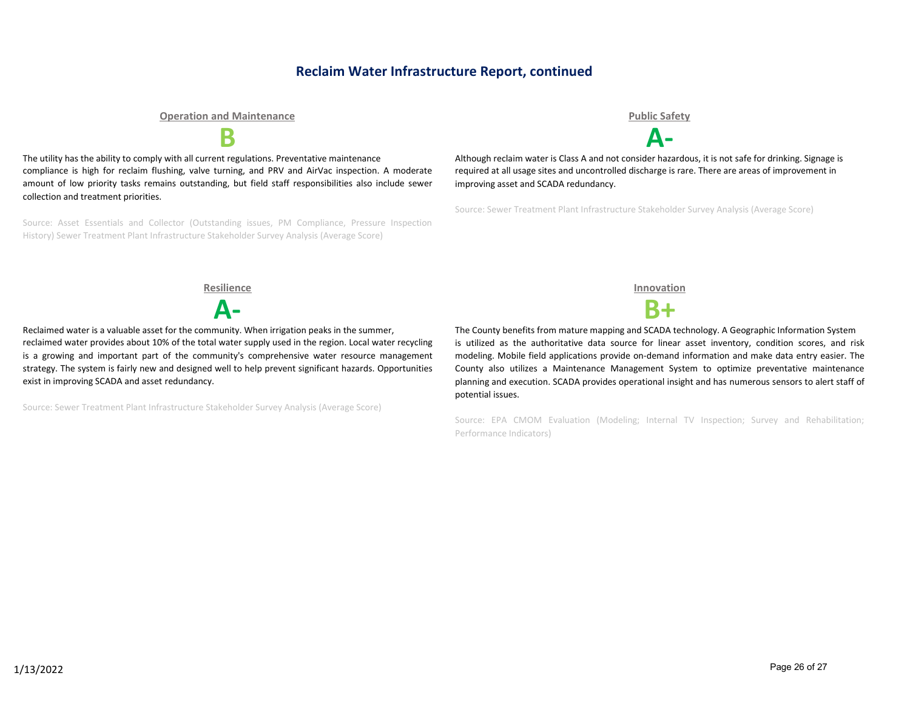## Reclaim Water Infrastructure Report, continued

### Operation and Maintenance

**B**

The utility has the ability to comply with all current regulations. Preventative maintenance compliance is high for reclaim flushing, valve turning, and PRV and AirVac inspection. A moderate amount of low priority tasks remains outstanding, but field staff responsibilities also include sewer collection and treatment priorities.

Source: Asset Essentials and Collector (Outstanding issues, PM Compliance, Pressure Inspection History) Sewer Treatment Plant Infrastructure Stakeholder Survey Analysis (Average Score)

### Public Safety

**A-**

Although reclaim water is Class A and not consider hazardous, it is not safe for drinking. Signage is required at all usage sites and uncontrolled discharge is rare. There are areas of improvement in improving asset and SCADA redundancy.

Source: Sewer Treatment Plant Infrastructure Stakeholder Survey Analysis (Average Score)

### Resilience

**A-**

Reclaimed water is a valuable asset for the community. When irrigation peaks in the summer, reclaimed water provides about 10% of the total water supply used in the region. Local water recycling is a growing and important part of the community's comprehensive water resource management strategy. The system is fairly new and designed well to help prevent significant hazards. Opportunities exist in improving SCADA and asset redundancy.

Source: Sewer Treatment Plant Infrastructure Stakeholder Survey Analysis (Average Score)

### Innovation

**B+**

The County benefits from mature mapping and SCADA technology. A Geographic Information System is utilized as the authoritative data source for linear asset inventory, condition scores, and risk modeling. Mobile field applications provide on-demand information and make data entry easier. The County also utilizes a Maintenance Management System to optimize preventative maintenance planning and execution. SCADA provides operational insight and has numerous sensors to alert staff of potential issues.

Source: EPA CMOM Evaluation (Modeling; Internal TV Inspection; Survey and Rehabilitation; Performance Indicators)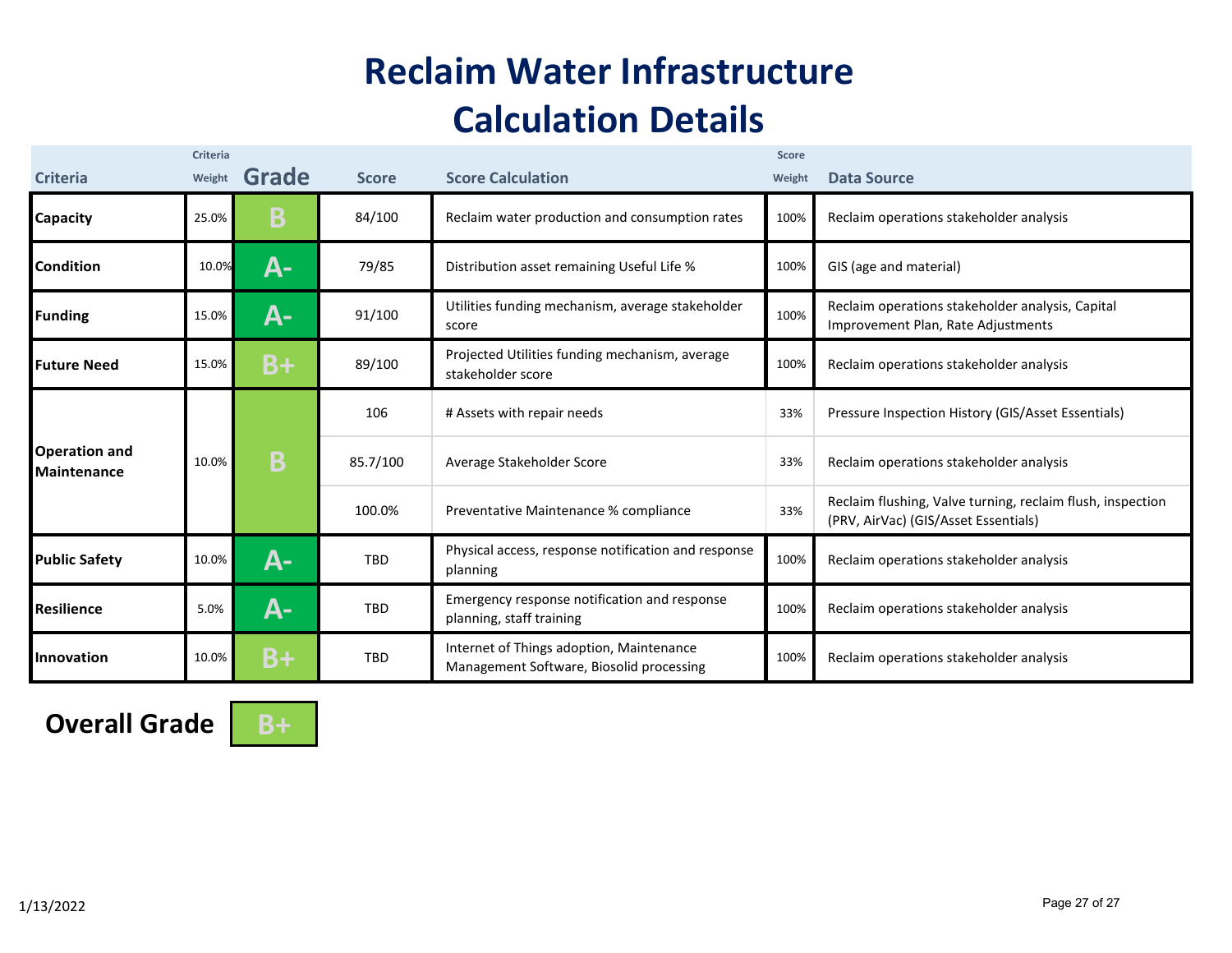# Reclaim Water Infrastructure
# Calculation Details

| Criteria | Criteria Weight | Grade | Score | Score Calculation | Score Weight | Data Source |
|---|---|---|---|---|---|---|
| **Capacity** | 25.0% | B | 84/100 | Reclaim water production and consumption rates | 100% | Reclaim operations stakeholder analysis |
| **Condition** | 10.0% | A- | 79/85 | Distribution asset remaining Useful Life % | 100% | GIS (age and material) |
| **Funding** | 15.0% | A- | 91/100 | Utilities funding mechanism, average stakeholder score | 100% | Reclaim operations stakeholder analysis, Capital Improvement Plan, Rate Adjustments |
| **Future Need** | 15.0% | B+ | 89/100 | Projected Utilities funding mechanism, average stakeholder score | 100% | Reclaim operations stakeholder analysis |
| **Operation and Maintenance** | 10.0% | B | 106 | # Assets with repair needs | 33% | Pressure Inspection History (GIS/Asset Essentials) |
| | | | 85.7/100 | Average Stakeholder Score | 33% | Reclaim operations stakeholder analysis |
| | | | 100.0% | Preventative Maintenance % compliance | 33% | Reclaim flushing, Valve turning, reclaim flush, inspection (PRV, AirVac) (GIS/Asset Essentials) |
| **Public Safety** | 10.0% | A- | TBD | Physical access, response notification and response planning | 100% | Reclaim operations stakeholder analysis |
| **Resilience** | 5.0% | A- | TBD | Emergency response notification and response planning, staff training | 100% | Reclaim operations stakeholder analysis |
| **Innovation** | 10.0% | B+ | TBD | Internet of Things adoption, Maintenance Management Software, Biosolid processing | 100% | Reclaim operations stakeholder analysis |

**Overall Grade** B+

1/13/2022